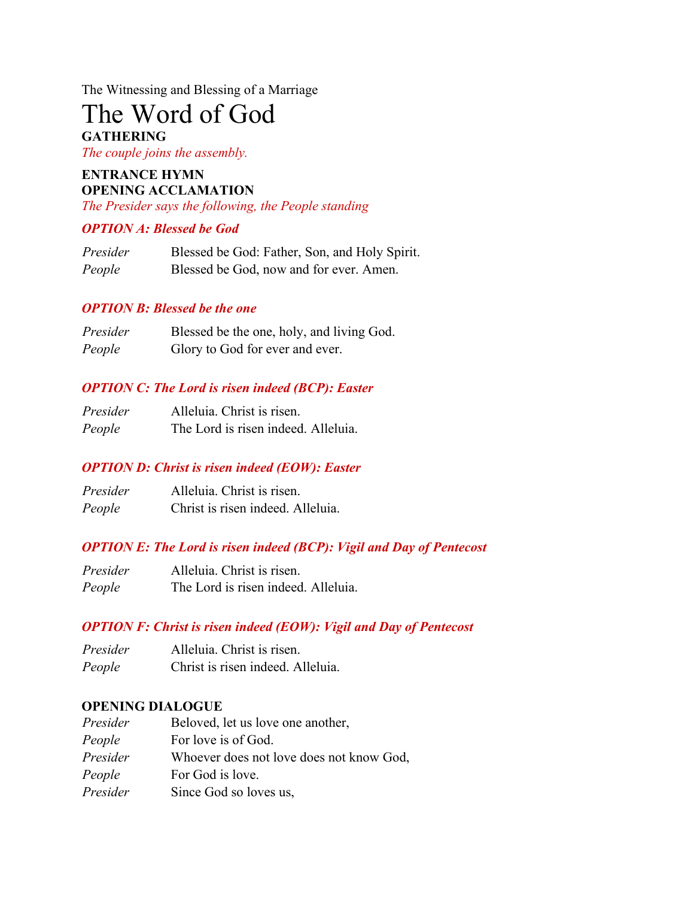The Witnessing and Blessing of a Marriage

# The Word of God

**GATHERING**

*The couple joins the assembly.*

**ENTRANCE HYMN**

**OPENING ACCLAMATION**

*The Presider says the following, the People standing*

***OPTION A: Blessed be God***

*Presider* Blessed be God: Father, Son, and Holy Spirit.
*People* Blessed be God, now and for ever. Amen.

***OPTION B: Blessed be the one***

*Presider* Blessed be the one, holy, and living God.
*People* Glory to God for ever and ever.

***OPTION C: The Lord is risen indeed (BCP): Easter***

*Presider* Alleluia. Christ is risen.
*People* The Lord is risen indeed. Alleluia.

***OPTION D: Christ is risen indeed (EOW): Easter***

*Presider* Alleluia. Christ is risen.
*People* Christ is risen indeed. Alleluia.

***OPTION E: The Lord is risen indeed (BCP): Vigil and Day of Pentecost***

*Presider* Alleluia. Christ is risen.
*People* The Lord is risen indeed. Alleluia.

***OPTION F: Christ is risen indeed (EOW): Vigil and Day of Pentecost***

*Presider* Alleluia. Christ is risen.
*People* Christ is risen indeed. Alleluia.

**OPENING DIALOGUE**

*Presider* Beloved, let us love one another,
*People* For love is of God.
*Presider* Whoever does not love does not know God,
*People* For God is love.
*Presider* Since God so loves us,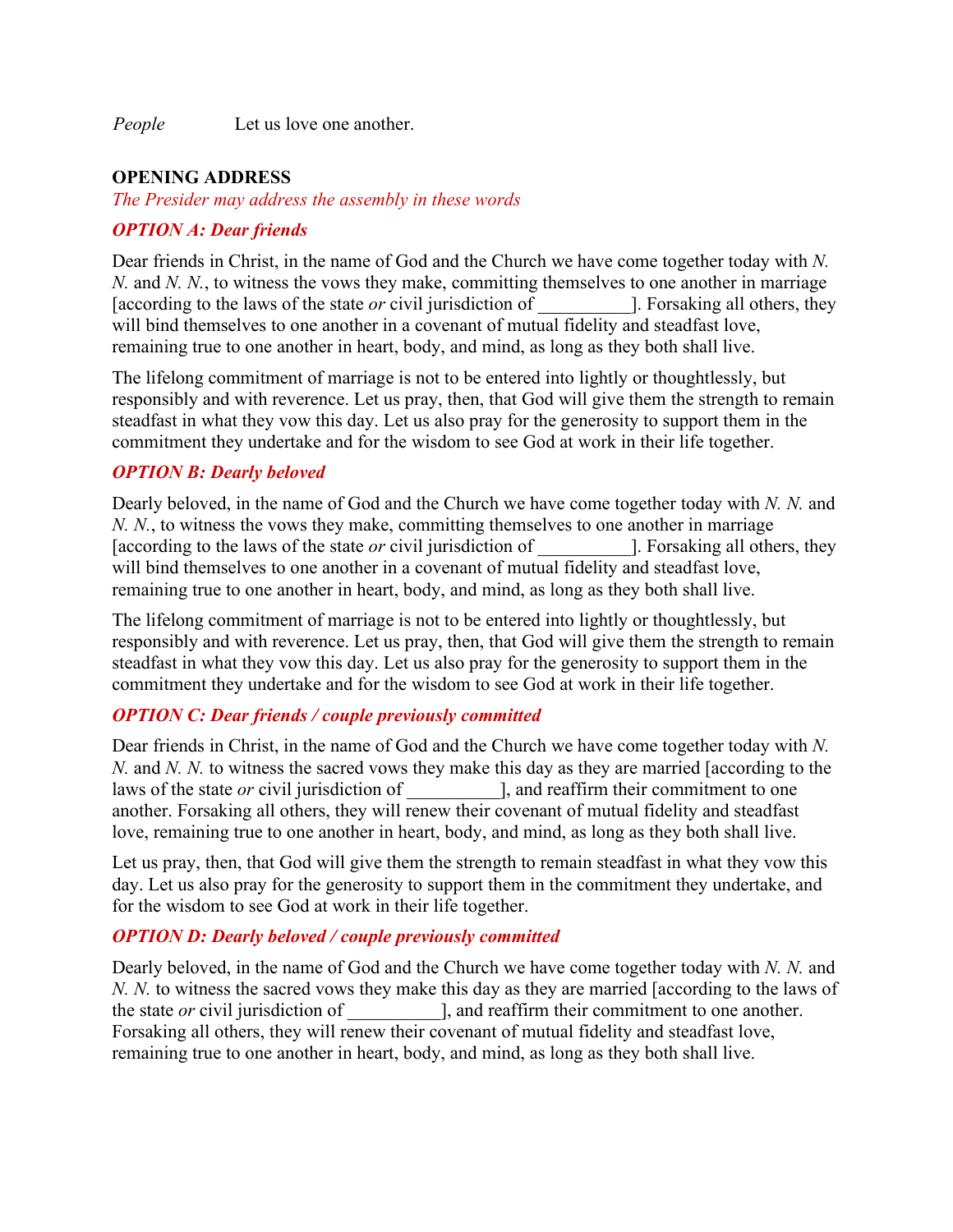*People* Let us love one another.

**OPENING ADDRESS**

*The Presider may address the assembly in these words*

***OPTION A: Dear friends***

Dear friends in Christ, in the name of God and the Church we have come together today with *N. N.* and *N. N.*, to witness the vows they make, committing themselves to one another in marriage [according to the laws of the state *or* civil jurisdiction of __________]. Forsaking all others, they will bind themselves to one another in a covenant of mutual fidelity and steadfast love, remaining true to one another in heart, body, and mind, as long as they both shall live.

The lifelong commitment of marriage is not to be entered into lightly or thoughtlessly, but responsibly and with reverence. Let us pray, then, that God will give them the strength to remain steadfast in what they vow this day. Let us also pray for the generosity to support them in the commitment they undertake and for the wisdom to see God at work in their life together.

***OPTION B: Dearly beloved***

Dearly beloved, in the name of God and the Church we have come together today with *N. N.* and *N. N.*, to witness the vows they make, committing themselves to one another in marriage [according to the laws of the state *or* civil jurisdiction of __________]. Forsaking all others, they will bind themselves to one another in a covenant of mutual fidelity and steadfast love, remaining true to one another in heart, body, and mind, as long as they both shall live.

The lifelong commitment of marriage is not to be entered into lightly or thoughtlessly, but responsibly and with reverence. Let us pray, then, that God will give them the strength to remain steadfast in what they vow this day. Let us also pray for the generosity to support them in the commitment they undertake and for the wisdom to see God at work in their life together.

***OPTION C: Dear friends / couple previously committed***

Dear friends in Christ, in the name of God and the Church we have come together today with *N. N.* and *N. N.* to witness the sacred vows they make this day as they are married [according to the laws of the state *or* civil jurisdiction of __________], and reaffirm their commitment to one another. Forsaking all others, they will renew their covenant of mutual fidelity and steadfast love, remaining true to one another in heart, body, and mind, as long as they both shall live.

Let us pray, then, that God will give them the strength to remain steadfast in what they vow this day. Let us also pray for the generosity to support them in the commitment they undertake, and for the wisdom to see God at work in their life together.

***OPTION D: Dearly beloved / couple previously committed***

Dearly beloved, in the name of God and the Church we have come together today with *N. N.* and *N. N.* to witness the sacred vows they make this day as they are married [according to the laws of the state *or* civil jurisdiction of __________], and reaffirm their commitment to one another. Forsaking all others, they will renew their covenant of mutual fidelity and steadfast love, remaining true to one another in heart, body, and mind, as long as they both shall live.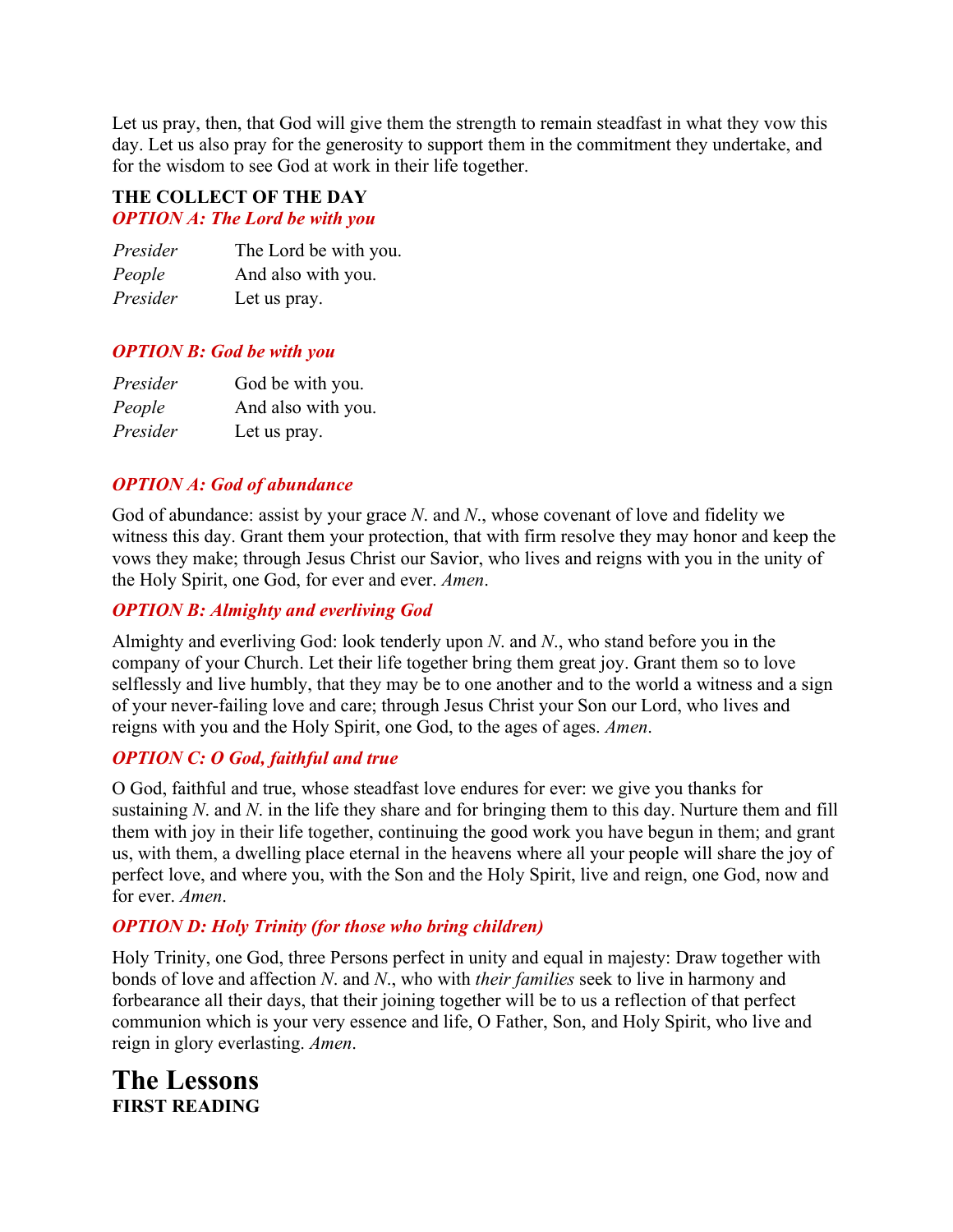Let us pray, then, that God will give them the strength to remain steadfast in what they vow this day. Let us also pray for the generosity to support them in the commitment they undertake, and for the wisdom to see God at work in their life together.

**THE COLLECT OF THE DAY**

***OPTION A: The Lord be with you***

*Presider* The Lord be with you.
*People* And also with you.
*Presider* Let us pray.

***OPTION B: God be with you***

*Presider* God be with you.
*People* And also with you.
*Presider* Let us pray.

***OPTION A: God of abundance***

God of abundance: assist by your grace *N.* and *N.*, whose covenant of love and fidelity we witness this day. Grant them your protection, that with firm resolve they may honor and keep the vows they make; through Jesus Christ our Savior, who lives and reigns with you in the unity of the Holy Spirit, one God, for ever and ever. *Amen*.

***OPTION B: Almighty and everliving God***

Almighty and everliving God: look tenderly upon *N.* and *N.*, who stand before you in the company of your Church. Let their life together bring them great joy. Grant them so to love selflessly and live humbly, that they may be to one another and to the world a witness and a sign of your never-failing love and care; through Jesus Christ your Son our Lord, who lives and reigns with you and the Holy Spirit, one God, to the ages of ages. *Amen*.

***OPTION C: O God, faithful and true***

O God, faithful and true, whose steadfast love endures for ever: we give you thanks for sustaining *N.* and *N.* in the life they share and for bringing them to this day. Nurture them and fill them with joy in their life together, continuing the good work you have begun in them; and grant us, with them, a dwelling place eternal in the heavens where all your people will share the joy of perfect love, and where you, with the Son and the Holy Spirit, live and reign, one God, now and for ever. *Amen*.

***OPTION D: Holy Trinity (for those who bring children)***

Holy Trinity, one God, three Persons perfect in unity and equal in majesty: Draw together with bonds of love and affection *N.* and *N.*, who with *their families* seek to live in harmony and forbearance all their days, that their joining together will be to us a reflection of that perfect communion which is your very essence and life, O Father, Son, and Holy Spirit, who live and reign in glory everlasting. *Amen*.

# The Lessons

**FIRST READING**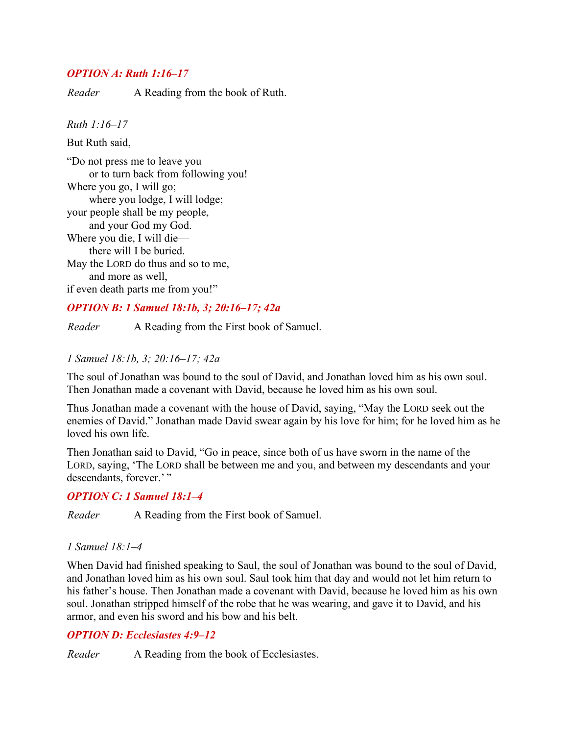### *OPTION A: Ruth 1:16–17*

*Reader* A Reading from the book of Ruth.

*Ruth 1:16–17*

But Ruth said,

"Do not press me to leave you  
  or to turn back from following you!  
Where you go, I will go;  
  where you lodge, I will lodge;  
your people shall be my people,  
  and your God my God.  
Where you die, I will die—  
  there will I be buried.  
May the LORD do thus and so to me,  
  and more as well,  
if even death parts me from you!"

### *OPTION B: 1 Samuel 18:1b, 3; 20:16–17; 42a*

*Reader* A Reading from the First book of Samuel.

*1 Samuel 18:1b, 3; 20:16–17; 42a*

The soul of Jonathan was bound to the soul of David, and Jonathan loved him as his own soul. Then Jonathan made a covenant with David, because he loved him as his own soul.

Thus Jonathan made a covenant with the house of David, saying, "May the LORD seek out the enemies of David." Jonathan made David swear again by his love for him; for he loved him as he loved his own life.

Then Jonathan said to David, "Go in peace, since both of us have sworn in the name of the LORD, saying, 'The LORD shall be between me and you, and between my descendants and your descendants, forever.' "

### *OPTION C: 1 Samuel 18:1–4*

*Reader* A Reading from the First book of Samuel.

*1 Samuel 18:1–4*

When David had finished speaking to Saul, the soul of Jonathan was bound to the soul of David, and Jonathan loved him as his own soul. Saul took him that day and would not let him return to his father's house. Then Jonathan made a covenant with David, because he loved him as his own soul. Jonathan stripped himself of the robe that he was wearing, and gave it to David, and his armor, and even his sword and his bow and his belt.

### *OPTION D: Ecclesiastes 4:9–12*

*Reader* A Reading from the book of Ecclesiastes.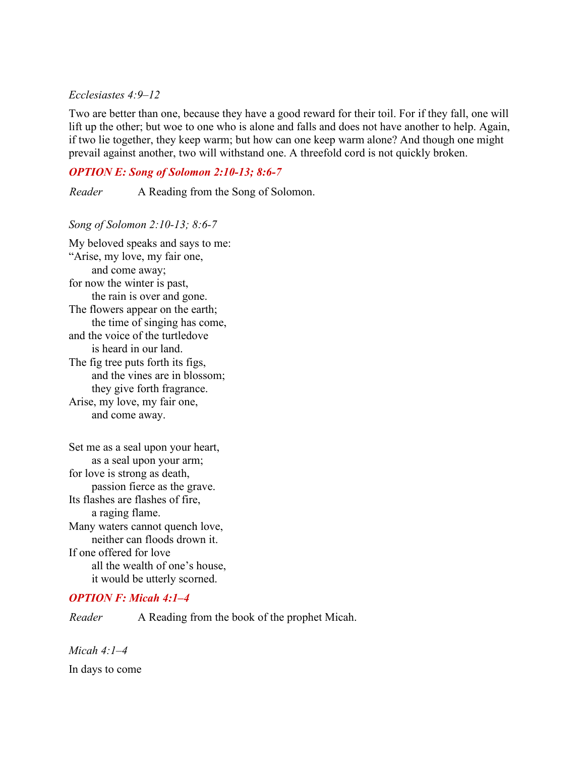*Ecclesiastes 4:9–12*

Two are better than one, because they have a good reward for their toil. For if they fall, one will lift up the other; but woe to one who is alone and falls and does not have another to help. Again, if two lie together, they keep warm; but how can one keep warm alone? And though one might prevail against another, two will withstand one. A threefold cord is not quickly broken.

### *OPTION E: Song of Solomon 2:10-13; 8:6-7*

*Reader* A Reading from the Song of Solomon.

*Song of Solomon 2:10-13; 8:6-7*

My beloved speaks and says to me:
“Arise, my love, my fair one,
  and come away;
for now the winter is past,
  the rain is over and gone.
The flowers appear on the earth;
  the time of singing has come,
and the voice of the turtledove
  is heard in our land.
The fig tree puts forth its figs,
  and the vines are in blossom;
  they give forth fragrance.
Arise, my love, my fair one,
  and come away.

Set me as a seal upon your heart,
  as a seal upon your arm;
for love is strong as death,
  passion fierce as the grave.
Its flashes are flashes of fire,
  a raging flame.
Many waters cannot quench love,
  neither can floods drown it.
If one offered for love
  all the wealth of one’s house,
  it would be utterly scorned.

### *OPTION F: Micah 4:1–4*

*Reader* A Reading from the book of the prophet Micah.

*Micah 4:1–4*

In days to come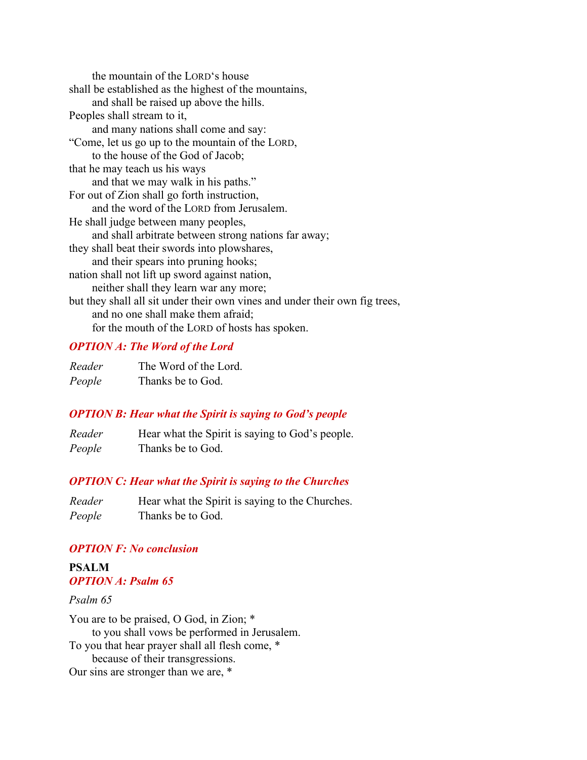the mountain of the LORD's house
shall be established as the highest of the mountains,
and shall be raised up above the hills.
Peoples shall stream to it,
and many nations shall come and say:
"Come, let us go up to the mountain of the LORD,
to the house of the God of Jacob;
that he may teach us his ways
and that we may walk in his paths."
For out of Zion shall go forth instruction,
and the word of the LORD from Jerusalem.
He shall judge between many peoples,
and shall arbitrate between strong nations far away;
they shall beat their swords into plowshares,
and their spears into pruning hooks;
nation shall not lift up sword against nation,
neither shall they learn war any more;
but they shall all sit under their own vines and under their own fig trees,
and no one shall make them afraid;
for the mouth of the LORD of hosts has spoken.

***OPTION A: The Word of the Lord***

*Reader* The Word of the Lord.
*People* Thanks be to God.

***OPTION B: Hear what the Spirit is saying to God's people***

*Reader* Hear what the Spirit is saying to God's people.
*People* Thanks be to God.

***OPTION C: Hear what the Spirit is saying to the Churches***

*Reader* Hear what the Spirit is saying to the Churches.
*People* Thanks be to God.

***OPTION F: No conclusion***

**PSALM**
***OPTION A: Psalm 65***

*Psalm 65*

You are to be praised, O God, in Zion; *
to you shall vows be performed in Jerusalem.
To you that hear prayer shall all flesh come, *
because of their transgressions.
Our sins are stronger than we are, *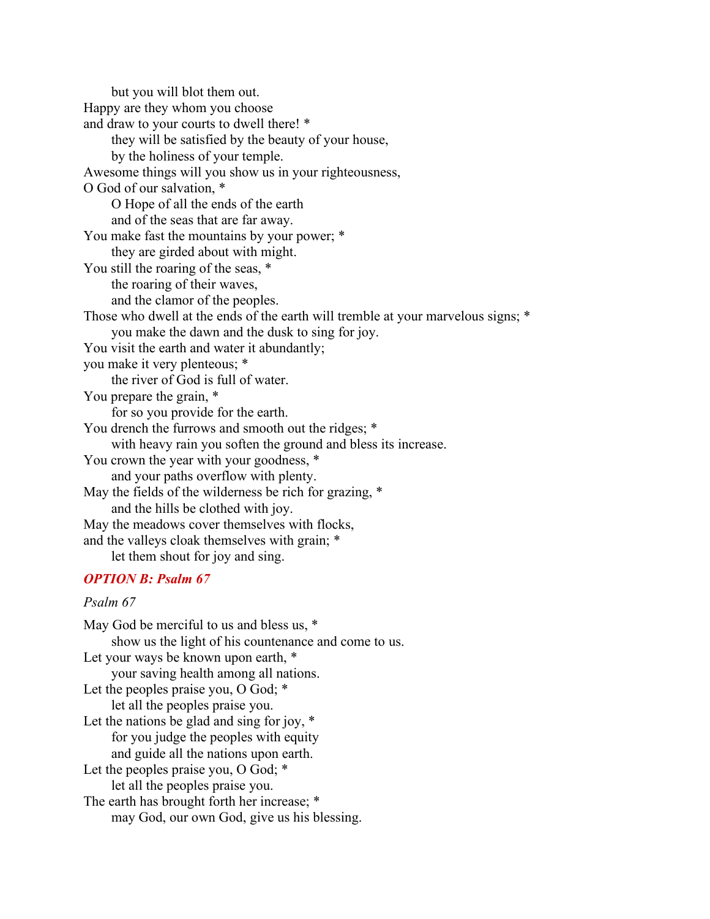but you will blot them out.
Happy are they whom you choose
and draw to your courts to dwell there! *
    they will be satisfied by the beauty of your house,
    by the holiness of your temple.
Awesome things will you show us in your righteousness,
O God of our salvation, *
    O Hope of all the ends of the earth
    and of the seas that are far away.
You make fast the mountains by your power; *
    they are girded about with might.
You still the roaring of the seas, *
    the roaring of their waves,
    and the clamor of the peoples.
Those who dwell at the ends of the earth will tremble at your marvelous signs; *
    you make the dawn and the dusk to sing for joy.
You visit the earth and water it abundantly;
you make it very plenteous; *
    the river of God is full of water.
You prepare the grain, *
    for so you provide for the earth.
You drench the furrows and smooth out the ridges; *
    with heavy rain you soften the ground and bless its increase.
You crown the year with your goodness, *
    and your paths overflow with plenty.
May the fields of the wilderness be rich for grazing, *
    and the hills be clothed with joy.
May the meadows cover themselves with flocks,
and the valleys cloak themselves with grain; *
    let them shout for joy and sing.

### *OPTION B: Psalm 67*

*Psalm 67*

May God be merciful to us and bless us, *
    show us the light of his countenance and come to us.
Let your ways be known upon earth, *
    your saving health among all nations.
Let the peoples praise you, O God; *
    let all the peoples praise you.
Let the nations be glad and sing for joy, *
    for you judge the peoples with equity
    and guide all the nations upon earth.
Let the peoples praise you, O God; *
    let all the peoples praise you.
The earth has brought forth her increase; *
    may God, our own God, give us his blessing.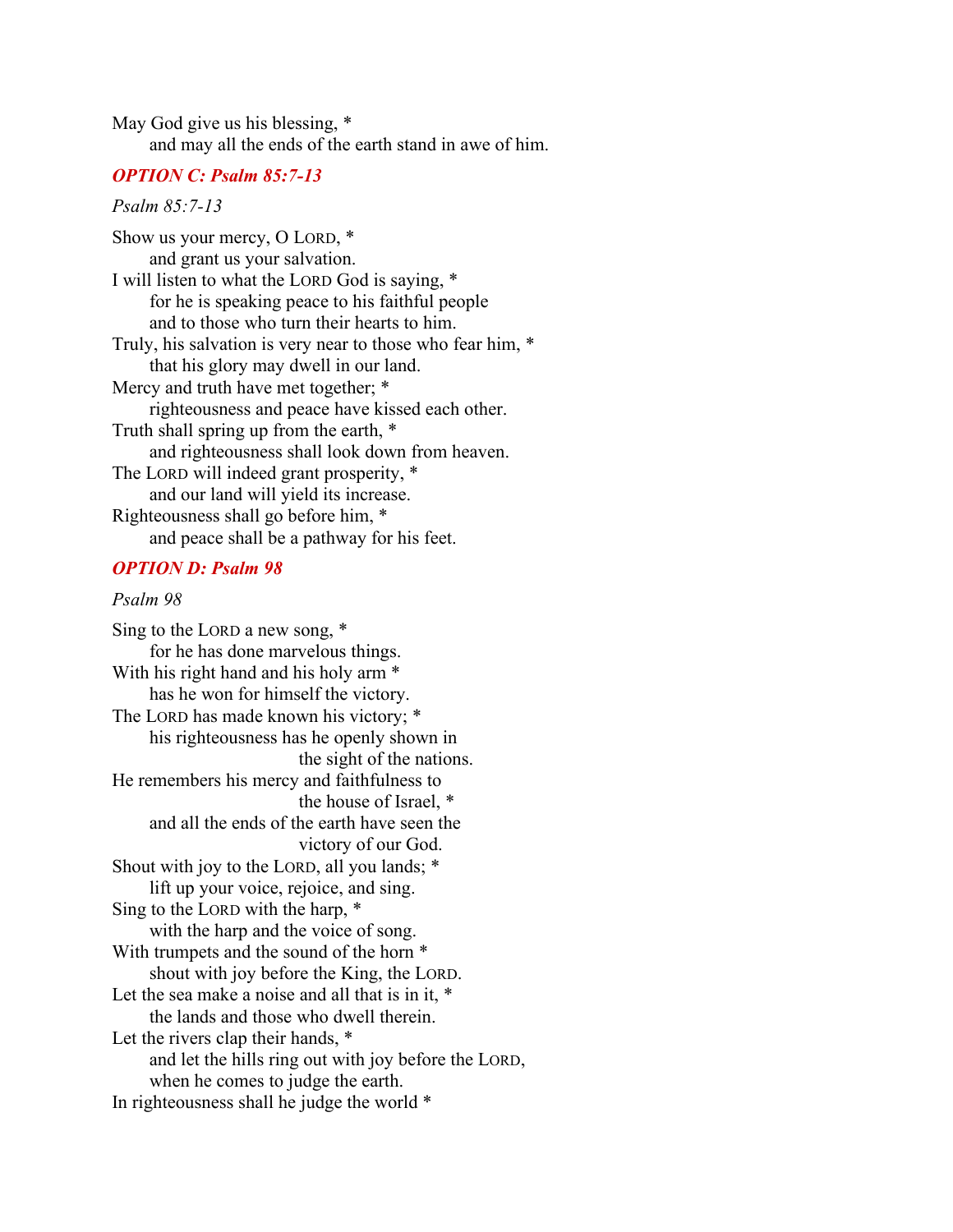May God give us his blessing, *
    and may all the ends of the earth stand in awe of him.

### *OPTION C: Psalm 85:7-13*

*Psalm 85:7-13*

Show us your mercy, O LORD, *
    and grant us your salvation.
I will listen to what the LORD God is saying, *
    for he is speaking peace to his faithful people
    and to those who turn their hearts to him.
Truly, his salvation is very near to those who fear him, *
    that his glory may dwell in our land.
Mercy and truth have met together; *
    righteousness and peace have kissed each other.
Truth shall spring up from the earth, *
    and righteousness shall look down from heaven.
The LORD will indeed grant prosperity, *
    and our land will yield its increase.
Righteousness shall go before him, *
    and peace shall be a pathway for his feet.

### *OPTION D: Psalm 98*

*Psalm 98*

Sing to the LORD a new song, *
    for he has done marvelous things.
With his right hand and his holy arm *
    has he won for himself the victory.
The LORD has made known his victory; *
    his righteousness has he openly shown in
        the sight of the nations.
He remembers his mercy and faithfulness to
        the house of Israel, *
    and all the ends of the earth have seen the
        victory of our God.
Shout with joy to the LORD, all you lands; *
    lift up your voice, rejoice, and sing.
Sing to the LORD with the harp, *
    with the harp and the voice of song.
With trumpets and the sound of the horn *
    shout with joy before the King, the LORD.
Let the sea make a noise and all that is in it, *
    the lands and those who dwell therein.
Let the rivers clap their hands, *
    and let the hills ring out with joy before the LORD,
    when he comes to judge the earth.
In righteousness shall he judge the world *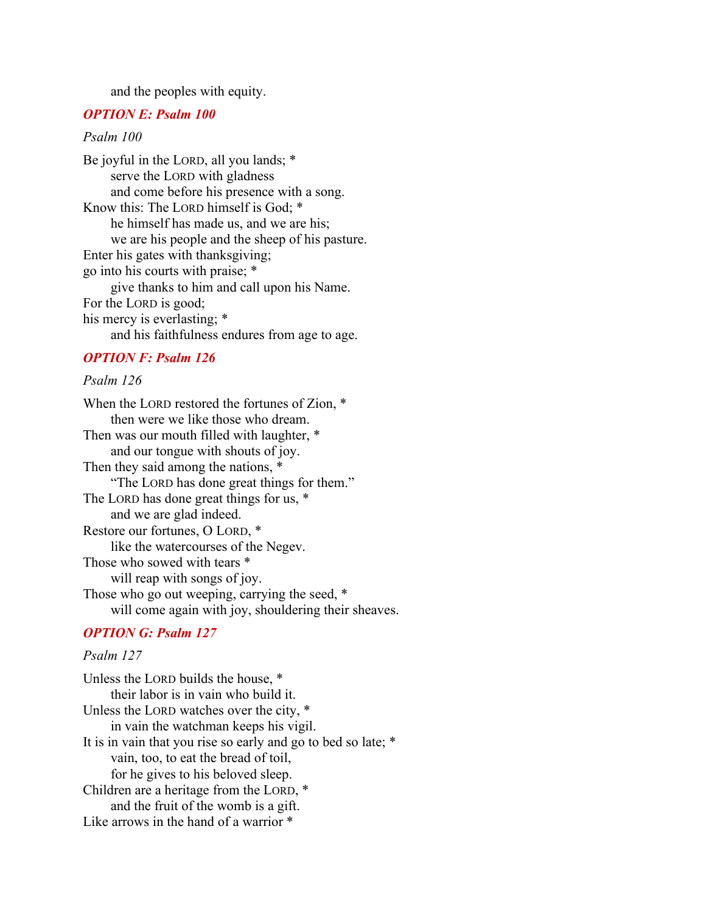and the peoples with equity.

### ***OPTION E: Psalm 100***

*Psalm 100*

Be joyful in the LORD, all you lands; *
    serve the LORD with gladness
    and come before his presence with a song.
Know this: The LORD himself is God; *
    he himself has made us, and we are his;
    we are his people and the sheep of his pasture.
Enter his gates with thanksgiving;
go into his courts with praise; *
    give thanks to him and call upon his Name.
For the LORD is good;
his mercy is everlasting; *
    and his faithfulness endures from age to age.

### ***OPTION F: Psalm 126***

*Psalm 126*

When the LORD restored the fortunes of Zion, *
    then were we like those who dream.
Then was our mouth filled with laughter, *
    and our tongue with shouts of joy.
Then they said among the nations, *
    "The LORD has done great things for them."
The LORD has done great things for us, *
    and we are glad indeed.
Restore our fortunes, O LORD, *
    like the watercourses of the Negev.
Those who sowed with tears *
    will reap with songs of joy.
Those who go out weeping, carrying the seed, *
    will come again with joy, shouldering their sheaves.

### ***OPTION G: Psalm 127***

*Psalm 127*

Unless the LORD builds the house, *
    their labor is in vain who build it.
Unless the LORD watches over the city, *
    in vain the watchman keeps his vigil.
It is in vain that you rise so early and go to bed so late; *
    vain, too, to eat the bread of toil,
    for he gives to his beloved sleep.
Children are a heritage from the LORD, *
    and the fruit of the womb is a gift.
Like arrows in the hand of a warrior *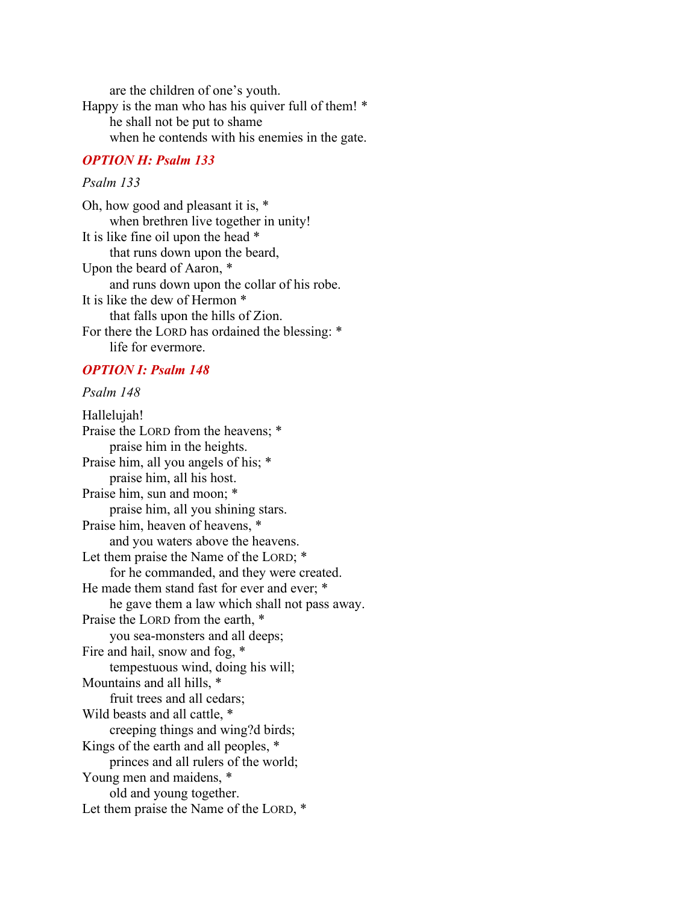are the children of one’s youth.
Happy is the man who has his quiver full of them! *
he shall not be put to shame
when he contends with his enemies in the gate.

### *OPTION H: Psalm 133*

*Psalm 133*

Oh, how good and pleasant it is, *
when brethren live together in unity!
It is like fine oil upon the head *
that runs down upon the beard,
Upon the beard of Aaron, *
and runs down upon the collar of his robe.
It is like the dew of Hermon *
that falls upon the hills of Zion.
For there the LORD has ordained the blessing: *
life for evermore.

### *OPTION I: Psalm 148*

*Psalm 148*

Hallelujah!
Praise the LORD from the heavens; *
praise him in the heights.
Praise him, all you angels of his; *
praise him, all his host.
Praise him, sun and moon; *
praise him, all you shining stars.
Praise him, heaven of heavens, *
and you waters above the heavens.
Let them praise the Name of the LORD; *
for he commanded, and they were created.
He made them stand fast for ever and ever; *
he gave them a law which shall not pass away.
Praise the LORD from the earth, *
you sea-monsters and all deeps;
Fire and hail, snow and fog, *
tempestuous wind, doing his will;
Mountains and all hills, *
fruit trees and all cedars;
Wild beasts and all cattle, *
creeping things and wing?d birds;
Kings of the earth and all peoples, *
princes and all rulers of the world;
Young men and maidens, *
old and young together.
Let them praise the Name of the LORD, *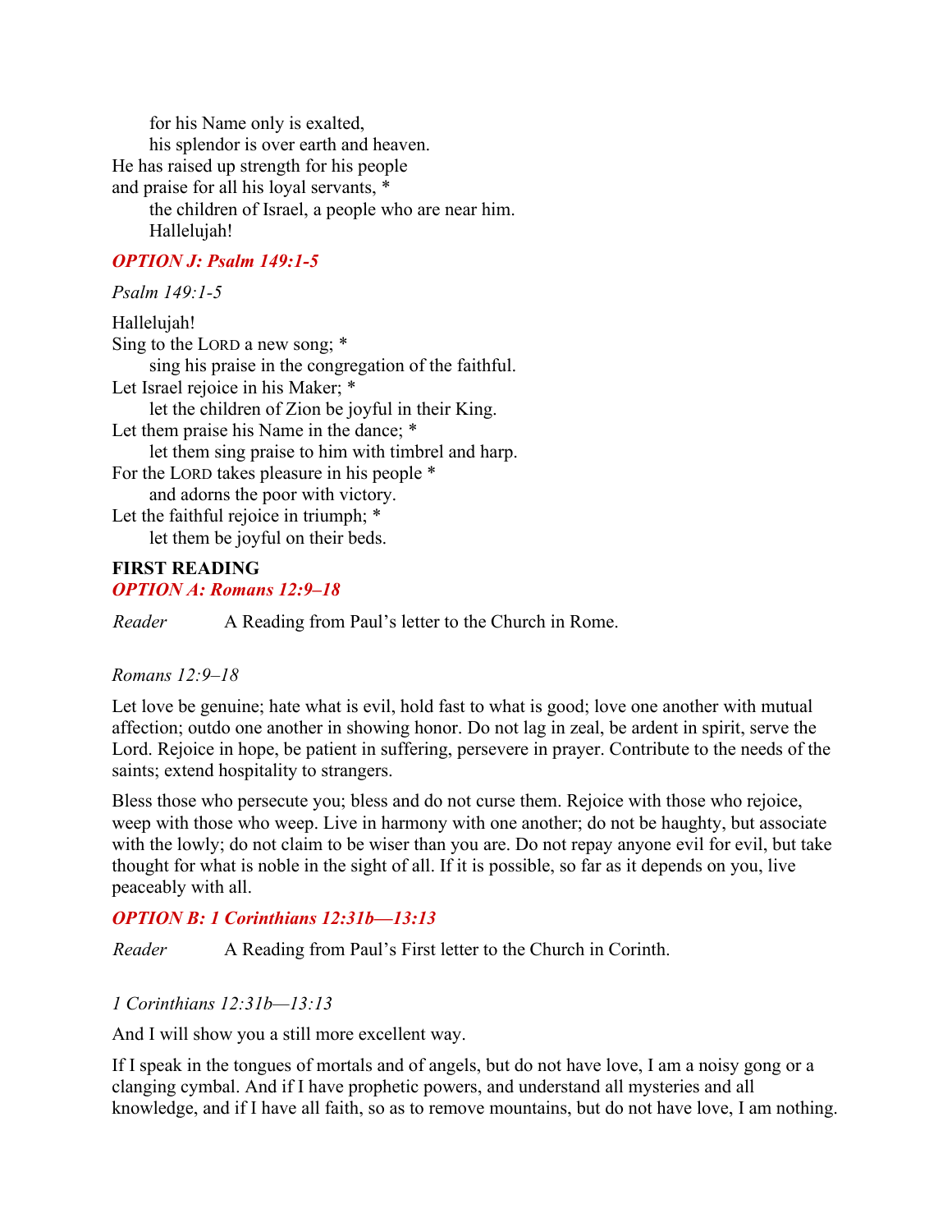for his Name only is exalted,
his splendor is over earth and heaven.
He has raised up strength for his people
and praise for all his loyal servants, *
the children of Israel, a people who are near him.
Hallelujah!

### *OPTION J: Psalm 149:1-5*

*Psalm 149:1-5*

Hallelujah!
Sing to the LORD a new song; *
sing his praise in the congregation of the faithful.
Let Israel rejoice in his Maker; *
let the children of Zion be joyful in their King.
Let them praise his Name in the dance; *
let them sing praise to him with timbrel and harp.
For the LORD takes pleasure in his people *
and adorns the poor with victory.
Let the faithful rejoice in triumph; *
let them be joyful on their beds.

## FIRST READING

### *OPTION A: Romans 12:9–18*

*Reader* A Reading from Paul's letter to the Church in Rome.

*Romans 12:9–18*

Let love be genuine; hate what is evil, hold fast to what is good; love one another with mutual affection; outdo one another in showing honor. Do not lag in zeal, be ardent in spirit, serve the Lord. Rejoice in hope, be patient in suffering, persevere in prayer. Contribute to the needs of the saints; extend hospitality to strangers.

Bless those who persecute you; bless and do not curse them. Rejoice with those who rejoice, weep with those who weep. Live in harmony with one another; do not be haughty, but associate with the lowly; do not claim to be wiser than you are. Do not repay anyone evil for evil, but take thought for what is noble in the sight of all. If it is possible, so far as it depends on you, live peaceably with all.

### *OPTION B: 1 Corinthians 12:31b—13:13*

*Reader* A Reading from Paul's First letter to the Church in Corinth.

*1 Corinthians 12:31b—13:13*

And I will show you a still more excellent way.

If I speak in the tongues of mortals and of angels, but do not have love, I am a noisy gong or a clanging cymbal. And if I have prophetic powers, and understand all mysteries and all knowledge, and if I have all faith, so as to remove mountains, but do not have love, I am nothing.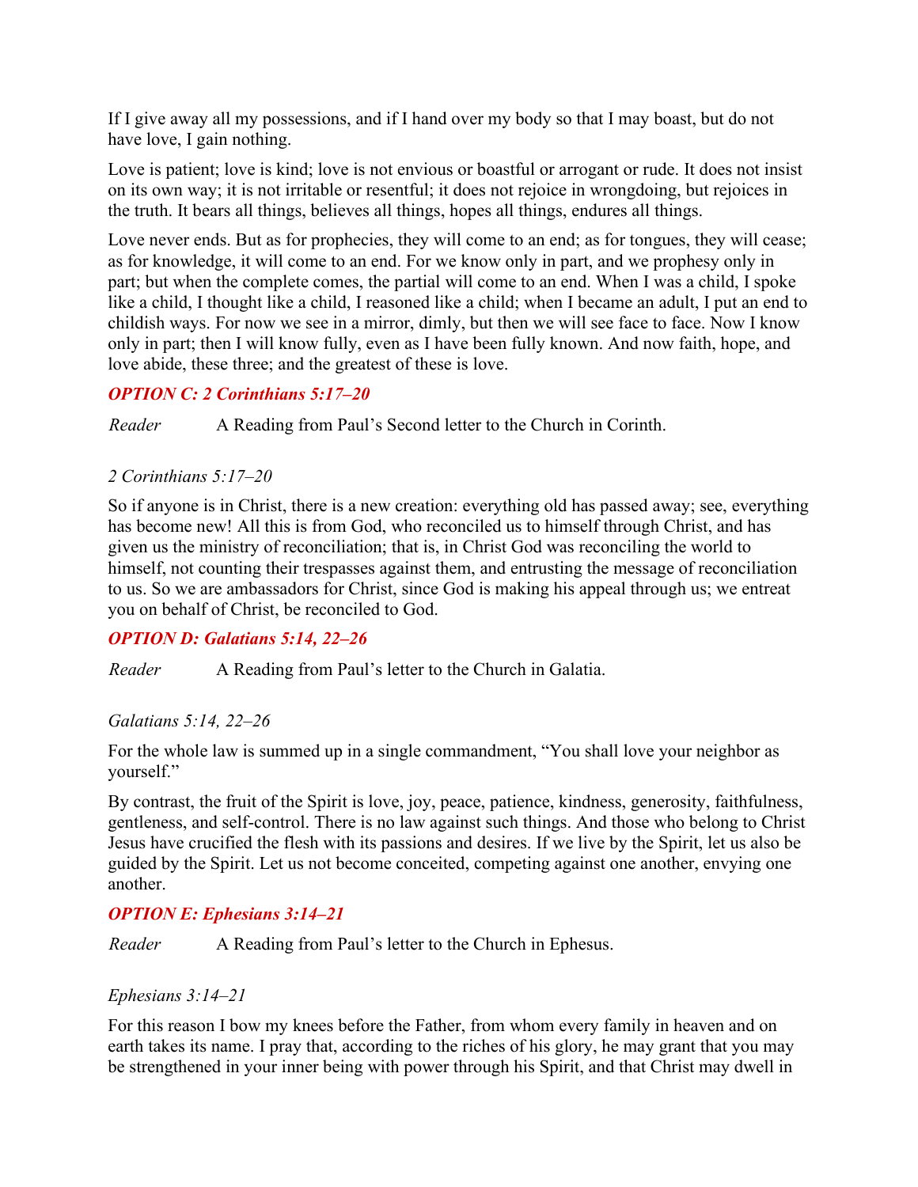If I give away all my possessions, and if I hand over my body so that I may boast, but do not have love, I gain nothing.

Love is patient; love is kind; love is not envious or boastful or arrogant or rude. It does not insist on its own way; it is not irritable or resentful; it does not rejoice in wrongdoing, but rejoices in the truth. It bears all things, believes all things, hopes all things, endures all things.

Love never ends. But as for prophecies, they will come to an end; as for tongues, they will cease; as for knowledge, it will come to an end. For we know only in part, and we prophesy only in part; but when the complete comes, the partial will come to an end. When I was a child, I spoke like a child, I thought like a child, I reasoned like a child; when I became an adult, I put an end to childish ways. For now we see in a mirror, dimly, but then we will see face to face. Now I know only in part; then I will know fully, even as I have been fully known. And now faith, hope, and love abide, these three; and the greatest of these is love.

### *OPTION C: 2 Corinthians 5:17–20*

*Reader* A Reading from Paul's Second letter to the Church in Corinth.

*2 Corinthians 5:17–20*

So if anyone is in Christ, there is a new creation: everything old has passed away; see, everything has become new! All this is from God, who reconciled us to himself through Christ, and has given us the ministry of reconciliation; that is, in Christ God was reconciling the world to himself, not counting their trespasses against them, and entrusting the message of reconciliation to us. So we are ambassadors for Christ, since God is making his appeal through us; we entreat you on behalf of Christ, be reconciled to God.

### *OPTION D: Galatians 5:14, 22–26*

*Reader* A Reading from Paul's letter to the Church in Galatia.

*Galatians 5:14, 22–26*

For the whole law is summed up in a single commandment, "You shall love your neighbor as yourself."

By contrast, the fruit of the Spirit is love, joy, peace, patience, kindness, generosity, faithfulness, gentleness, and self-control. There is no law against such things. And those who belong to Christ Jesus have crucified the flesh with its passions and desires. If we live by the Spirit, let us also be guided by the Spirit. Let us not become conceited, competing against one another, envying one another.

### *OPTION E: Ephesians 3:14–21*

*Reader* A Reading from Paul's letter to the Church in Ephesus.

*Ephesians 3:14–21*

For this reason I bow my knees before the Father, from whom every family in heaven and on earth takes its name. I pray that, according to the riches of his glory, he may grant that you may be strengthened in your inner being with power through his Spirit, and that Christ may dwell in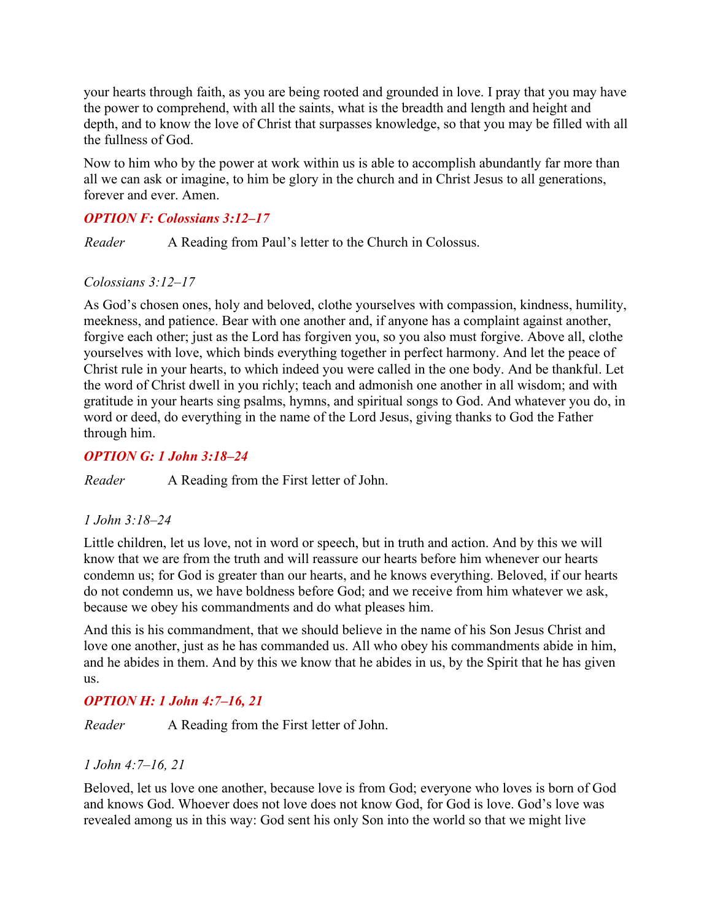your hearts through faith, as you are being rooted and grounded in love. I pray that you may have the power to comprehend, with all the saints, what is the breadth and length and height and depth, and to know the love of Christ that surpasses knowledge, so that you may be filled with all the fullness of God.

Now to him who by the power at work within us is able to accomplish abundantly far more than all we can ask or imagine, to him be glory in the church and in Christ Jesus to all generations, forever and ever. Amen.

### *OPTION F: Colossians 3:12–17*

*Reader* A Reading from Paul's letter to the Church in Colossus.

*Colossians 3:12–17*

As God's chosen ones, holy and beloved, clothe yourselves with compassion, kindness, humility, meekness, and patience. Bear with one another and, if anyone has a complaint against another, forgive each other; just as the Lord has forgiven you, so you also must forgive. Above all, clothe yourselves with love, which binds everything together in perfect harmony. And let the peace of Christ rule in your hearts, to which indeed you were called in the one body. And be thankful. Let the word of Christ dwell in you richly; teach and admonish one another in all wisdom; and with gratitude in your hearts sing psalms, hymns, and spiritual songs to God. And whatever you do, in word or deed, do everything in the name of the Lord Jesus, giving thanks to God the Father through him.

### *OPTION G: 1 John 3:18–24*

*Reader* A Reading from the First letter of John.

*1 John 3:18–24*

Little children, let us love, not in word or speech, but in truth and action. And by this we will know that we are from the truth and will reassure our hearts before him whenever our hearts condemn us; for God is greater than our hearts, and he knows everything. Beloved, if our hearts do not condemn us, we have boldness before God; and we receive from him whatever we ask, because we obey his commandments and do what pleases him.

And this is his commandment, that we should believe in the name of his Son Jesus Christ and love one another, just as he has commanded us. All who obey his commandments abide in him, and he abides in them. And by this we know that he abides in us, by the Spirit that he has given us.

### *OPTION H: 1 John 4:7–16, 21*

*Reader* A Reading from the First letter of John.

*1 John 4:7–16, 21*

Beloved, let us love one another, because love is from God; everyone who loves is born of God and knows God. Whoever does not love does not know God, for God is love. God's love was revealed among us in this way: God sent his only Son into the world so that we might live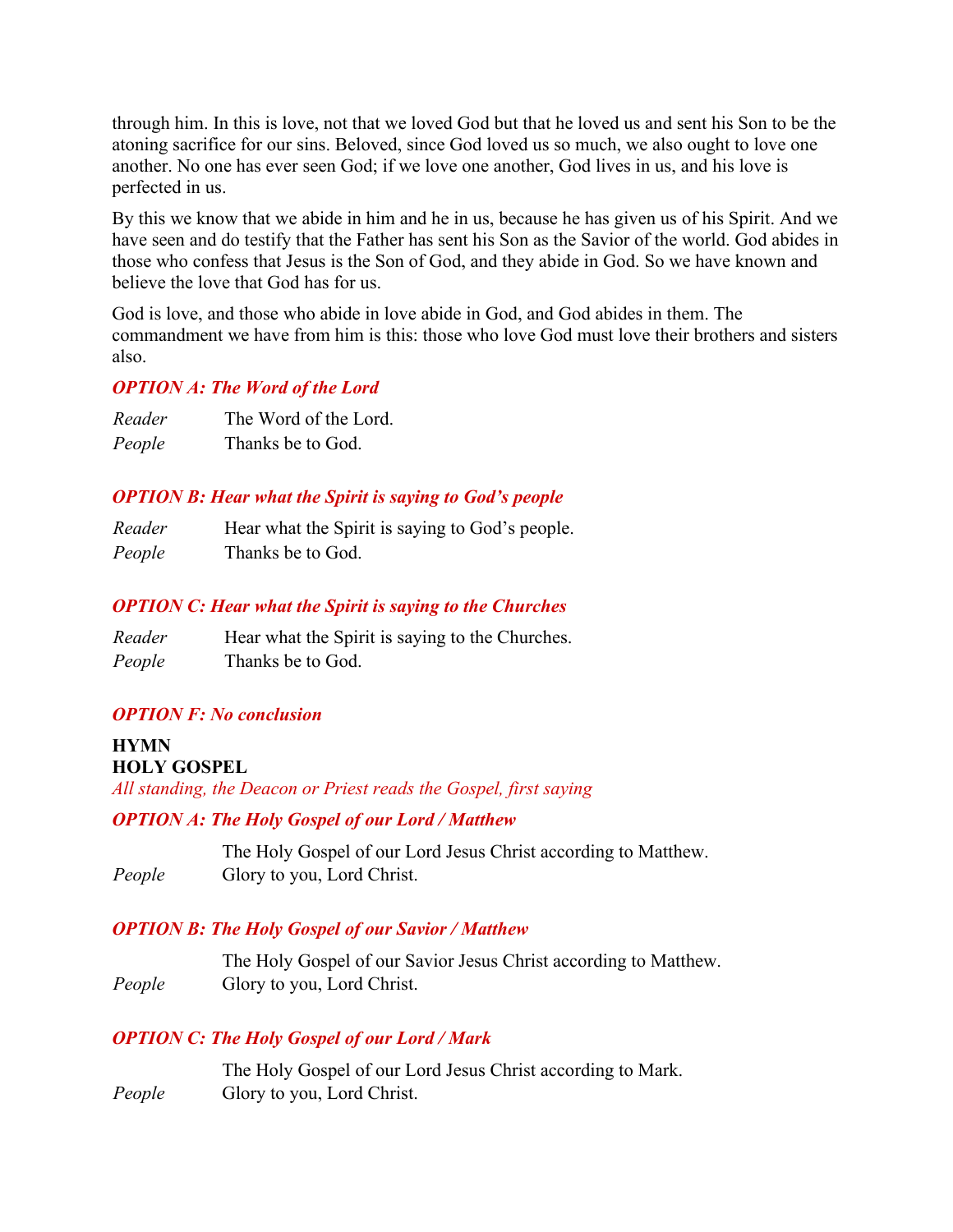through him. In this is love, not that we loved God but that he loved us and sent his Son to be the atoning sacrifice for our sins. Beloved, since God loved us so much, we also ought to love one another. No one has ever seen God; if we love one another, God lives in us, and his love is perfected in us.

By this we know that we abide in him and he in us, because he has given us of his Spirit. And we have seen and do testify that the Father has sent his Son as the Savior of the world. God abides in those who confess that Jesus is the Son of God, and they abide in God. So we have known and believe the love that God has for us.

God is love, and those who abide in love abide in God, and God abides in them. The commandment we have from him is this: those who love God must love their brothers and sisters also.

***OPTION A: The Word of the Lord***

*Reader* The Word of the Lord.
*People* Thanks be to God.

***OPTION B: Hear what the Spirit is saying to God's people***

*Reader* Hear what the Spirit is saying to God's people.
*People* Thanks be to God.

***OPTION C: Hear what the Spirit is saying to the Churches***

*Reader* Hear what the Spirit is saying to the Churches.
*People* Thanks be to God.

***OPTION F: No conclusion***

**HYMN**
**HOLY GOSPEL**
*All standing, the Deacon or Priest reads the Gospel, first saying*

***OPTION A: The Holy Gospel of our Lord / Matthew***

The Holy Gospel of our Lord Jesus Christ according to Matthew.
*People* Glory to you, Lord Christ.

***OPTION B: The Holy Gospel of our Savior / Matthew***

The Holy Gospel of our Savior Jesus Christ according to Matthew.
*People* Glory to you, Lord Christ.

***OPTION C: The Holy Gospel of our Lord / Mark***

The Holy Gospel of our Lord Jesus Christ according to Mark.
*People* Glory to you, Lord Christ.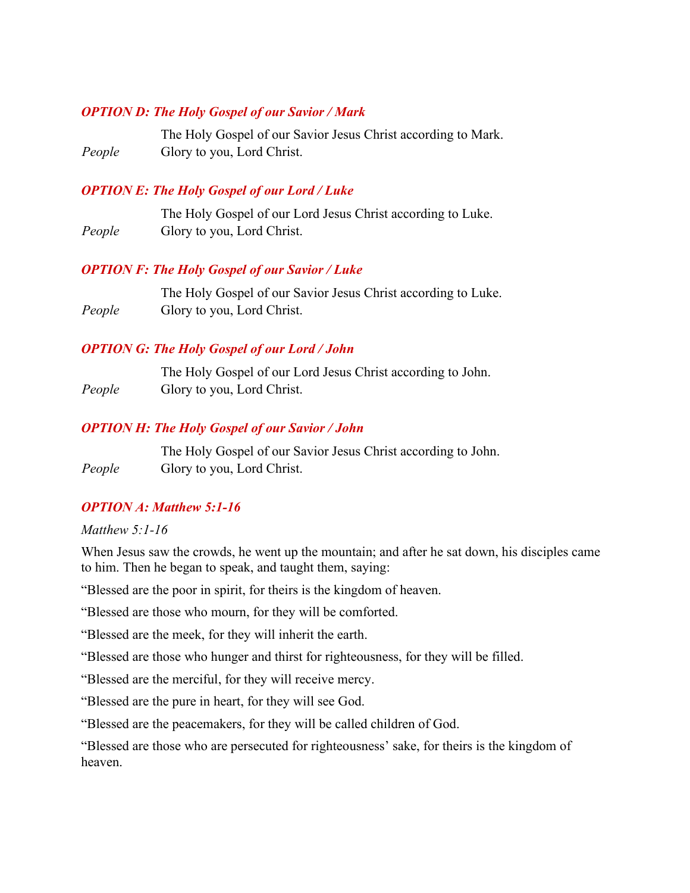### *OPTION D: The Holy Gospel of our Savior / Mark*

The Holy Gospel of our Savior Jesus Christ according to Mark.

*People* Glory to you, Lord Christ.

### *OPTION E: The Holy Gospel of our Lord / Luke*

The Holy Gospel of our Lord Jesus Christ according to Luke.

*People* Glory to you, Lord Christ.

### *OPTION F: The Holy Gospel of our Savior / Luke*

The Holy Gospel of our Savior Jesus Christ according to Luke.

*People* Glory to you, Lord Christ.

### *OPTION G: The Holy Gospel of our Lord / John*

The Holy Gospel of our Lord Jesus Christ according to John.

*People* Glory to you, Lord Christ.

### *OPTION H: The Holy Gospel of our Savior / John*

The Holy Gospel of our Savior Jesus Christ according to John.

*People* Glory to you, Lord Christ.

### *OPTION A: Matthew 5:1-16*

*Matthew 5:1-16*

When Jesus saw the crowds, he went up the mountain; and after he sat down, his disciples came to him. Then he began to speak, and taught them, saying:

“Blessed are the poor in spirit, for theirs is the kingdom of heaven.

“Blessed are those who mourn, for they will be comforted.

“Blessed are the meek, for they will inherit the earth.

“Blessed are those who hunger and thirst for righteousness, for they will be filled.

“Blessed are the merciful, for they will receive mercy.

“Blessed are the pure in heart, for they will see God.

“Blessed are the peacemakers, for they will be called children of God.

“Blessed are those who are persecuted for righteousness’ sake, for theirs is the kingdom of heaven.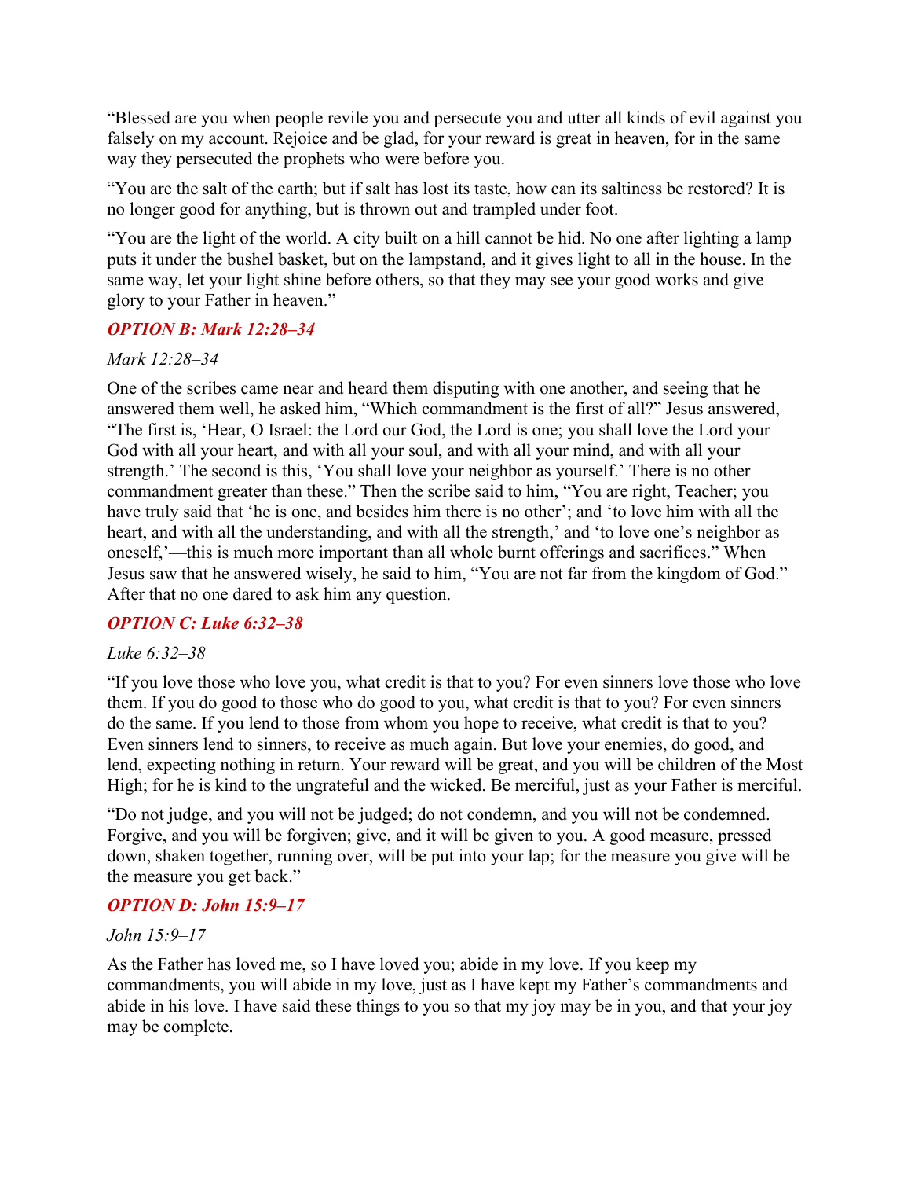“Blessed are you when people revile you and persecute you and utter all kinds of evil against you falsely on my account. Rejoice and be glad, for your reward is great in heaven, for in the same way they persecuted the prophets who were before you.

“You are the salt of the earth; but if salt has lost its taste, how can its saltiness be restored? It is no longer good for anything, but is thrown out and trampled under foot.

“You are the light of the world. A city built on a hill cannot be hid. No one after lighting a lamp puts it under the bushel basket, but on the lampstand, and it gives light to all in the house. In the same way, let your light shine before others, so that they may see your good works and give glory to your Father in heaven.”

### *OPTION B: Mark 12:28–34*

*Mark 12:28–34*

One of the scribes came near and heard them disputing with one another, and seeing that he answered them well, he asked him, “Which commandment is the first of all?” Jesus answered, “The first is, ‘Hear, O Israel: the Lord our God, the Lord is one; you shall love the Lord your God with all your heart, and with all your soul, and with all your mind, and with all your strength.’ The second is this, ‘You shall love your neighbor as yourself.’ There is no other commandment greater than these.” Then the scribe said to him, “You are right, Teacher; you have truly said that ‘he is one, and besides him there is no other’; and ‘to love him with all the heart, and with all the understanding, and with all the strength,’ and ‘to love one’s neighbor as oneself,’—this is much more important than all whole burnt offerings and sacrifices.” When Jesus saw that he answered wisely, he said to him, “You are not far from the kingdom of God.” After that no one dared to ask him any question.

### *OPTION C: Luke 6:32–38*

*Luke 6:32–38*

“If you love those who love you, what credit is that to you? For even sinners love those who love them. If you do good to those who do good to you, what credit is that to you? For even sinners do the same. If you lend to those from whom you hope to receive, what credit is that to you? Even sinners lend to sinners, to receive as much again. But love your enemies, do good, and lend, expecting nothing in return. Your reward will be great, and you will be children of the Most High; for he is kind to the ungrateful and the wicked. Be merciful, just as your Father is merciful.

“Do not judge, and you will not be judged; do not condemn, and you will not be condemned. Forgive, and you will be forgiven; give, and it will be given to you. A good measure, pressed down, shaken together, running over, will be put into your lap; for the measure you give will be the measure you get back.”

### *OPTION D: John 15:9–17*

*John 15:9–17*

As the Father has loved me, so I have loved you; abide in my love. If you keep my commandments, you will abide in my love, just as I have kept my Father’s commandments and abide in his love. I have said these things to you so that my joy may be in you, and that your joy may be complete.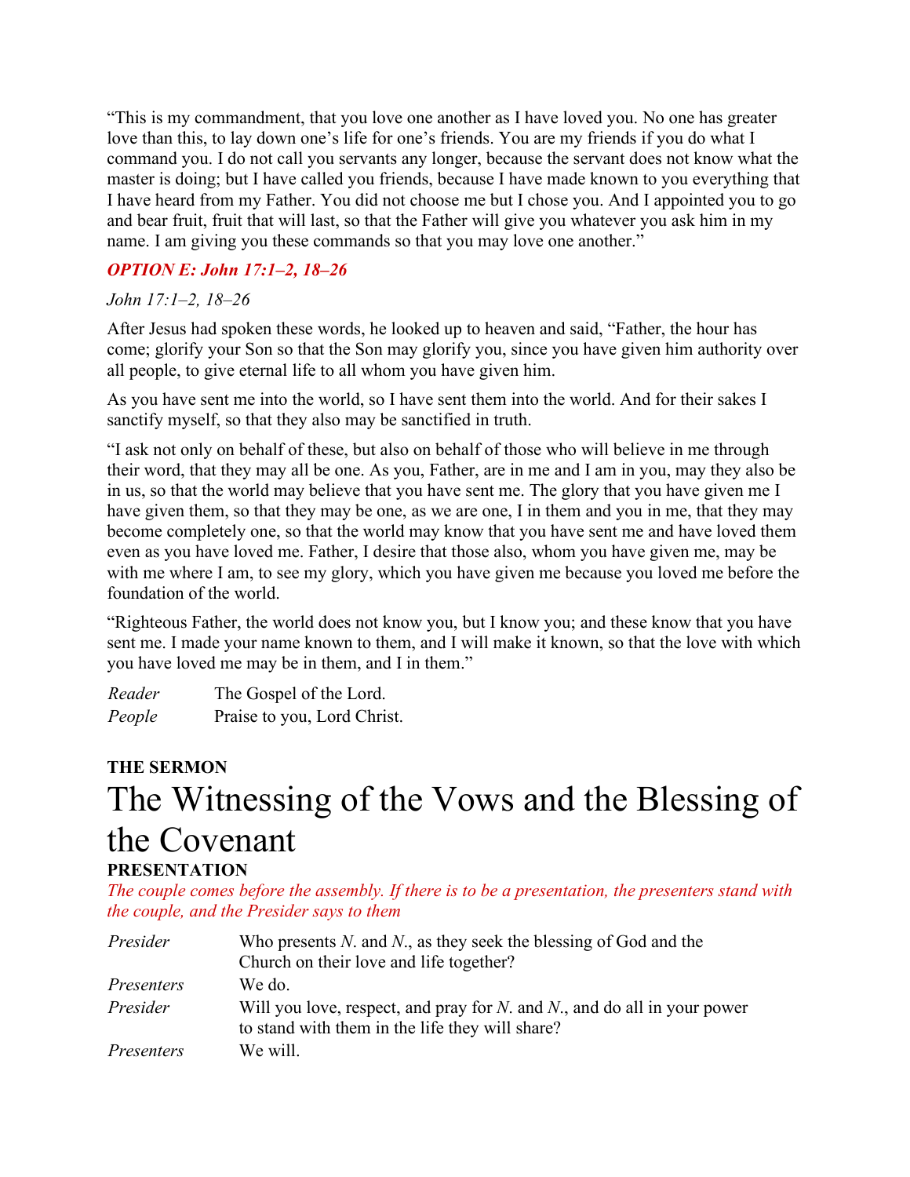“This is my commandment, that you love one another as I have loved you. No one has greater love than this, to lay down one’s life for one’s friends. You are my friends if you do what I command you. I do not call you servants any longer, because the servant does not know what the master is doing; but I have called you friends, because I have made known to you everything that I have heard from my Father. You did not choose me but I chose you. And I appointed you to go and bear fruit, fruit that will last, so that the Father will give you whatever you ask him in my name. I am giving you these commands so that you may love one another.”

***OPTION E: John 17:1–2, 18–26***

*John 17:1–2, 18–26*

After Jesus had spoken these words, he looked up to heaven and said, “Father, the hour has come; glorify your Son so that the Son may glorify you, since you have given him authority over all people, to give eternal life to all whom you have given him.

As you have sent me into the world, so I have sent them into the world. And for their sakes I sanctify myself, so that they also may be sanctified in truth.

“I ask not only on behalf of these, but also on behalf of those who will believe in me through their word, that they may all be one. As you, Father, are in me and I am in you, may they also be in us, so that the world may believe that you have sent me. The glory that you have given me I have given them, so that they may be one, as we are one, I in them and you in me, that they may become completely one, so that the world may know that you have sent me and have loved them even as you have loved me. Father, I desire that those also, whom you have given me, may be with me where I am, to see my glory, which you have given me because you loved me before the foundation of the world.

“Righteous Father, the world does not know you, but I know you; and these know that you have sent me. I made your name known to them, and I will make it known, so that the love with which you have loved me may be in them, and I in them.”

*Reader* The Gospel of the Lord.
*People* Praise to you, Lord Christ.

**THE SERMON**

# The Witnessing of the Vows and the Blessing of the Covenant

**PRESENTATION**

*The couple comes before the assembly. If there is to be a presentation, the presenters stand with the couple, and the Presider says to them*

*Presider* Who presents *N.* and *N.*, as they seek the blessing of God and the Church on their love and life together?
*Presenters* We do.
*Presider* Will you love, respect, and pray for *N.* and *N.*, and do all in your power to stand with them in the life they will share?
*Presenters* We will.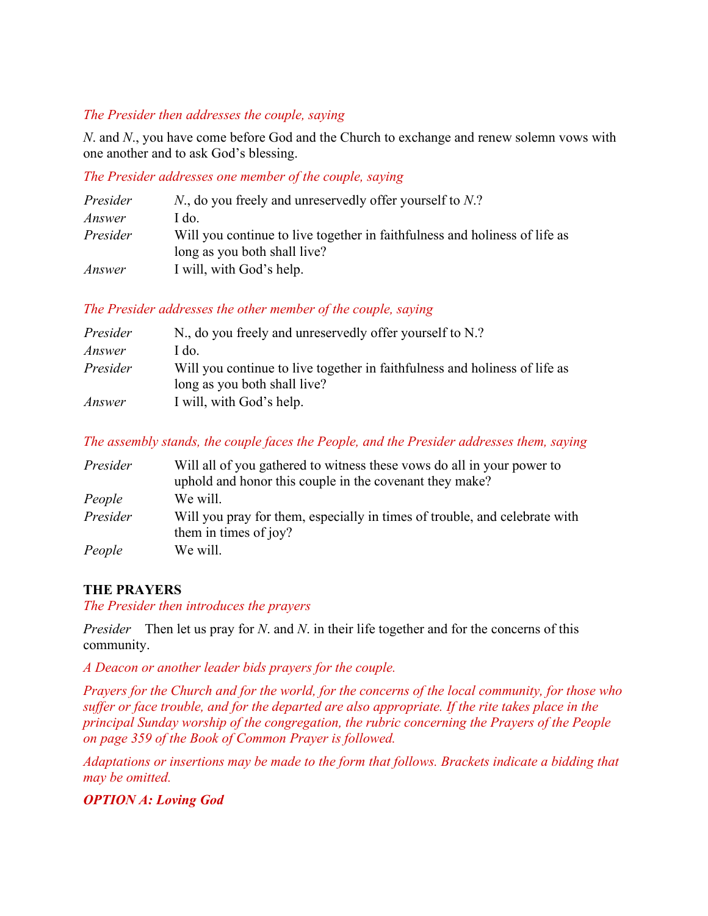*The Presider then addresses the couple, saying*

*N.* and *N.*, you have come before God and the Church to exchange and renew solemn vows with one another and to ask God's blessing.

*The Presider addresses one member of the couple, saying*

| | |
|---|---|
| *Presider* | *N.*, do you freely and unreservedly offer yourself to *N.*? |
| *Answer* | I do. |
| *Presider* | Will you continue to live together in faithfulness and holiness of life as long as you both shall live? |
| *Answer* | I will, with God's help. |

*The Presider addresses the other member of the couple, saying*

| | |
|---|---|
| *Presider* | N., do you freely and unreservedly offer yourself to N.? |
| *Answer* | I do. |
| *Presider* | Will you continue to live together in faithfulness and holiness of life as long as you both shall live? |
| *Answer* | I will, with God's help. |

*The assembly stands, the couple faces the People, and the Presider addresses them, saying*

| | |
|---|---|
| *Presider* | Will all of you gathered to witness these vows do all in your power to uphold and honor this couple in the covenant they make? |
| *People* | We will. |
| *Presider* | Will you pray for them, especially in times of trouble, and celebrate with them in times of joy? |
| *People* | We will. |

**THE PRAYERS**

*The Presider then introduces the prayers*

*Presider* Then let us pray for *N.* and *N.* in their life together and for the concerns of this community.

*A Deacon or another leader bids prayers for the couple.*

*Prayers for the Church and for the world, for the concerns of the local community, for those who suffer or face trouble, and for the departed are also appropriate. If the rite takes place in the principal Sunday worship of the congregation, the rubric concerning the Prayers of the People on page 359 of the Book of Common Prayer is followed.*

*Adaptations or insertions may be made to the form that follows. Brackets indicate a bidding that may be omitted.*

***OPTION A: Loving God***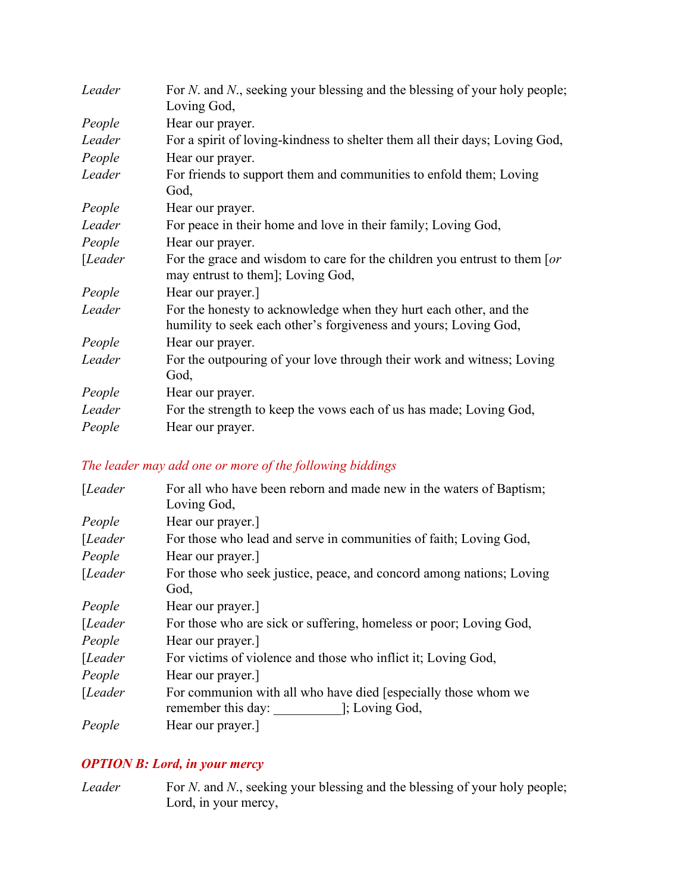| | |
|---|---|
| *Leader* | For *N*. and *N*., seeking your blessing and the blessing of your holy people; Loving God, |
| *People* | Hear our prayer. |
| *Leader* | For a spirit of loving-kindness to shelter them all their days; Loving God, |
| *People* | Hear our prayer. |
| *Leader* | For friends to support them and communities to enfold them; Loving God, |
| *People* | Hear our prayer. |
| *Leader* | For peace in their home and love in their family; Loving God, |
| *People* | Hear our prayer. |
| [*Leader* | For the grace and wisdom to care for the children you entrust to them [*or* may entrust to them]; Loving God, |
| *People* | Hear our prayer.] |
| *Leader* | For the honesty to acknowledge when they hurt each other, and the humility to seek each other's forgiveness and yours; Loving God, |
| *People* | Hear our prayer. |
| *Leader* | For the outpouring of your love through their work and witness; Loving God, |
| *People* | Hear our prayer. |
| *Leader* | For the strength to keep the vows each of us has made; Loving God, |
| *People* | Hear our prayer. |

*The leader may add one or more of the following biddings*

| | |
|---|---|
| [*Leader* | For all who have been reborn and made new in the waters of Baptism; Loving God, |
| *People* | Hear our prayer.] |
| [*Leader* | For those who lead and serve in communities of faith; Loving God, |
| *People* | Hear our prayer.] |
| [*Leader* | For those who seek justice, peace, and concord among nations; Loving God, |
| *People* | Hear our prayer.] |
| [*Leader* | For those who are sick or suffering, homeless or poor; Loving God, |
| *People* | Hear our prayer.] |
| [*Leader* | For victims of violence and those who inflict it; Loving God, |
| *People* | Hear our prayer.] |
| [*Leader* | For communion with all who have died [especially those whom we remember this day: __________]; Loving God, |
| *People* | Hear our prayer.] |

***OPTION B: Lord, in your mercy***

| | |
|---|---|
| *Leader* | For *N*. and *N*., seeking your blessing and the blessing of your holy people; Lord, in your mercy, |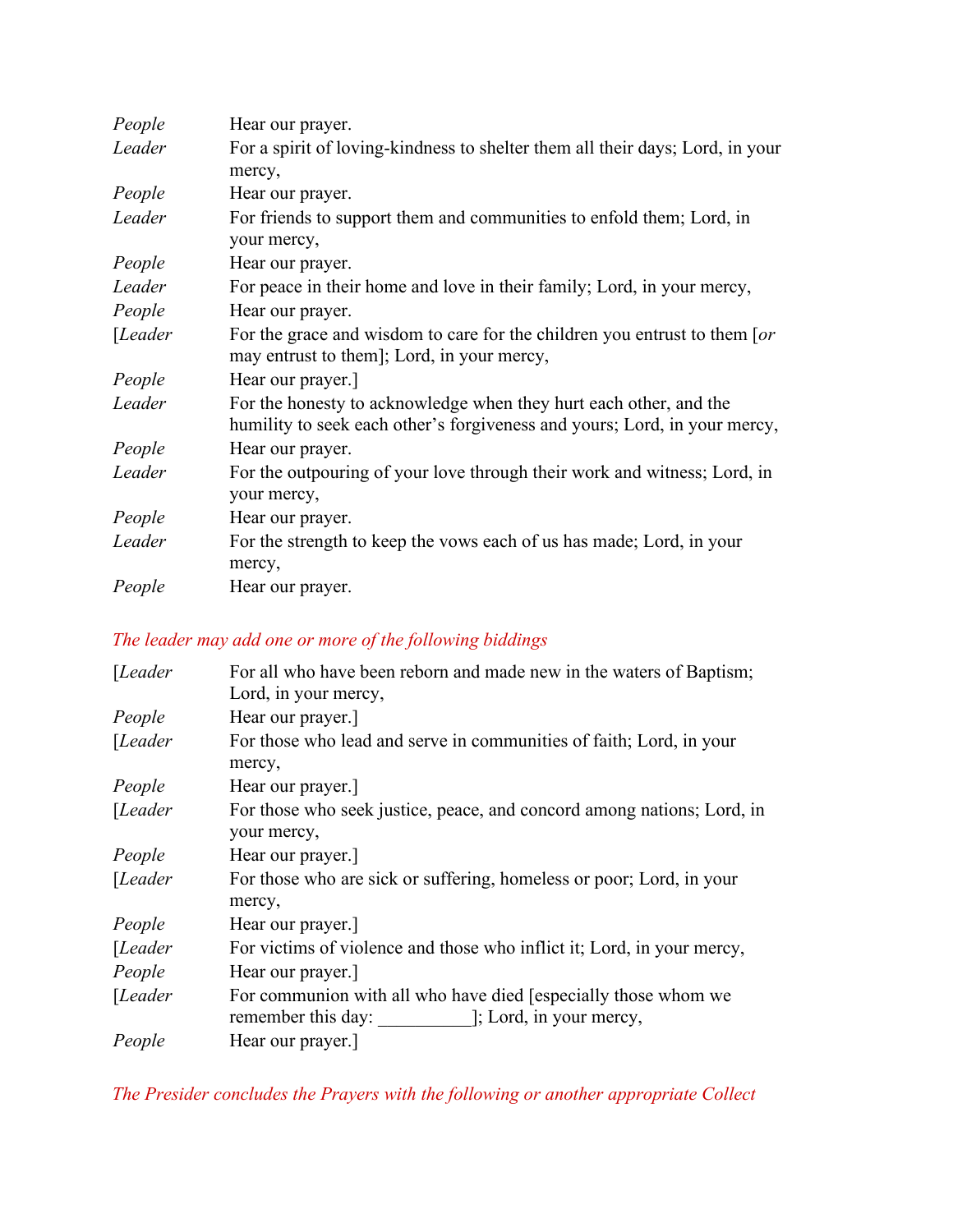*People* Hear our prayer.

*Leader* For a spirit of loving-kindness to shelter them all their days; Lord, in your mercy,

*People* Hear our prayer.

*Leader* For friends to support them and communities to enfold them; Lord, in your mercy,

*People* Hear our prayer.

*Leader* For peace in their home and love in their family; Lord, in your mercy,

*People* Hear our prayer.

[*Leader* For the grace and wisdom to care for the children you entrust to them [*or* may entrust to them]; Lord, in your mercy,

*People* Hear our prayer.]

*Leader* For the honesty to acknowledge when they hurt each other, and the humility to seek each other's forgiveness and yours; Lord, in your mercy,

*People* Hear our prayer.

*Leader* For the outpouring of your love through their work and witness; Lord, in your mercy,

*People* Hear our prayer.

*Leader* For the strength to keep the vows each of us has made; Lord, in your mercy,

*People* Hear our prayer.

*The leader may add one or more of the following biddings*

[*Leader* For all who have been reborn and made new in the waters of Baptism; Lord, in your mercy,

*People* Hear our prayer.]

[*Leader* For those who lead and serve in communities of faith; Lord, in your mercy,

*People* Hear our prayer.]

[*Leader* For those who seek justice, peace, and concord among nations; Lord, in your mercy,

*People* Hear our prayer.]

[*Leader* For those who are sick or suffering, homeless or poor; Lord, in your mercy,

*People* Hear our prayer.]

[*Leader* For victims of violence and those who inflict it; Lord, in your mercy,

*People* Hear our prayer.]

[*Leader* For communion with all who have died [especially those whom we remember this day: __________]; Lord, in your mercy,

*People* Hear our prayer.]

*The Presider concludes the Prayers with the following or another appropriate Collect*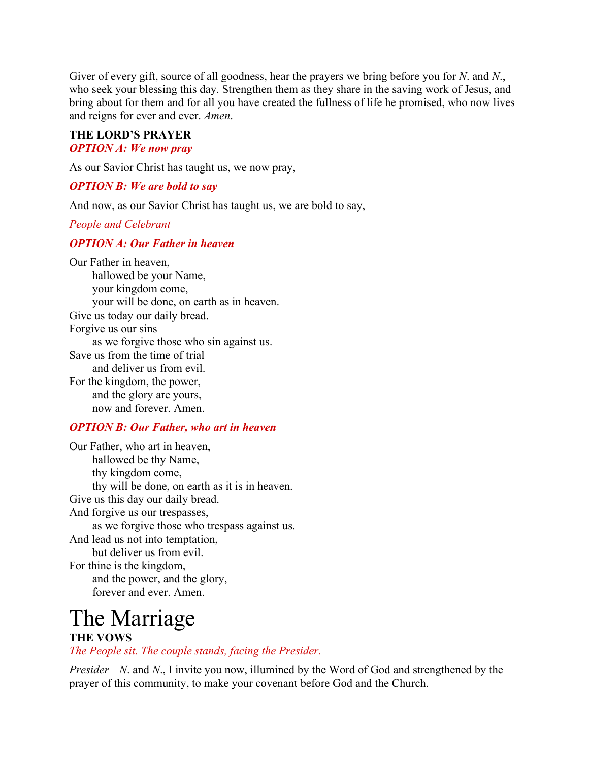Giver of every gift, source of all goodness, hear the prayers we bring before you for *N*. and *N*., who seek your blessing this day. Strengthen them as they share in the saving work of Jesus, and bring about for them and for all you have created the fullness of life he promised, who now lives and reigns for ever and ever. *Amen*.

**THE LORD'S PRAYER**

***OPTION A: We now pray***

As our Savior Christ has taught us, we now pray,

***OPTION B: We are bold to say***

And now, as our Savior Christ has taught us, we are bold to say,

*People and Celebrant*

***OPTION A: Our Father in heaven***

Our Father in heaven,  
hallowed be your Name,  
your kingdom come,  
your will be done, on earth as in heaven.  
Give us today our daily bread.  
Forgive us our sins  
as we forgive those who sin against us.  
Save us from the time of trial  
and deliver us from evil.  
For the kingdom, the power,  
and the glory are yours,  
now and forever. Amen.

***OPTION B: Our Father, who art in heaven***

Our Father, who art in heaven,  
hallowed be thy Name,  
thy kingdom come,  
thy will be done, on earth as it is in heaven.  
Give us this day our daily bread.  
And forgive us our trespasses,  
as we forgive those who trespass against us.  
And lead us not into temptation,  
but deliver us from evil.  
For thine is the kingdom,  
and the power, and the glory,  
forever and ever. Amen.

# The Marriage

**THE VOWS**

*The People sit. The couple stands, facing the Presider.*

*Presider* *N*. and *N*., I invite you now, illumined by the Word of God and strengthened by the prayer of this community, to make your covenant before God and the Church.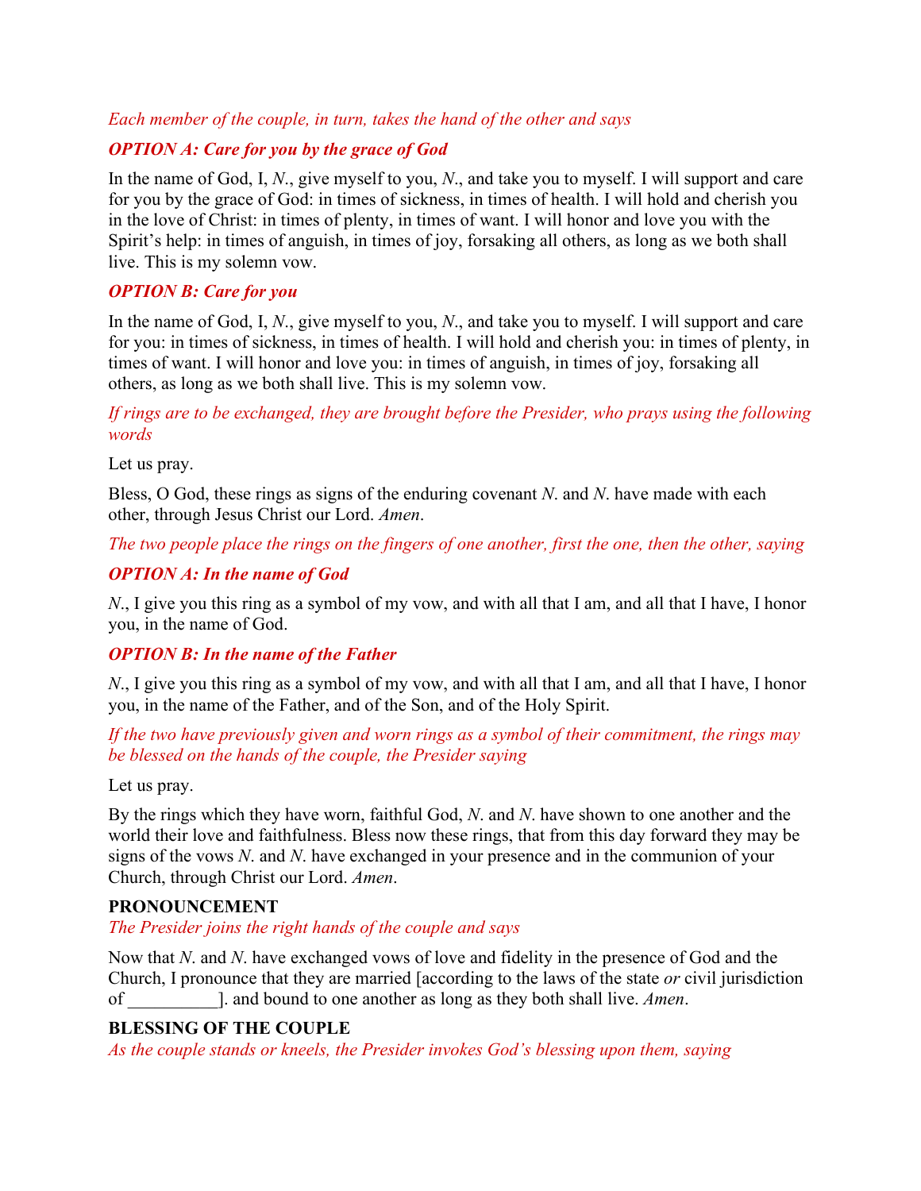*Each member of the couple, in turn, takes the hand of the other and says*

***OPTION A: Care for you by the grace of God***

In the name of God, I, *N*., give myself to you, *N*., and take you to myself. I will support and care for you by the grace of God: in times of sickness, in times of health. I will hold and cherish you in the love of Christ: in times of plenty, in times of want. I will honor and love you with the Spirit's help: in times of anguish, in times of joy, forsaking all others, as long as we both shall live. This is my solemn vow.

***OPTION B: Care for you***

In the name of God, I, *N*., give myself to you, *N*., and take you to myself. I will support and care for you: in times of sickness, in times of health. I will hold and cherish you: in times of plenty, in times of want. I will honor and love you: in times of anguish, in times of joy, forsaking all others, as long as we both shall live. This is my solemn vow.

*If rings are to be exchanged, they are brought before the Presider, who prays using the following words*

Let us pray.

Bless, O God, these rings as signs of the enduring covenant *N*. and *N*. have made with each other, through Jesus Christ our Lord. *Amen*.

*The two people place the rings on the fingers of one another, first the one, then the other, saying*

***OPTION A: In the name of God***

*N*., I give you this ring as a symbol of my vow, and with all that I am, and all that I have, I honor you, in the name of God.

***OPTION B: In the name of the Father***

*N*., I give you this ring as a symbol of my vow, and with all that I am, and all that I have, I honor you, in the name of the Father, and of the Son, and of the Holy Spirit.

*If the two have previously given and worn rings as a symbol of their commitment, the rings may be blessed on the hands of the couple, the Presider saying*

Let us pray.

By the rings which they have worn, faithful God, *N*. and *N*. have shown to one another and the world their love and faithfulness. Bless now these rings, that from this day forward they may be signs of the vows *N*. and *N*. have exchanged in your presence and in the communion of your Church, through Christ our Lord. *Amen*.

**PRONOUNCEMENT**

*The Presider joins the right hands of the couple and says*

Now that *N*. and *N*. have exchanged vows of love and fidelity in the presence of God and the Church, I pronounce that they are married [according to the laws of the state *or* civil jurisdiction of __________]. and bound to one another as long as they both shall live. *Amen*.

**BLESSING OF THE COUPLE**

*As the couple stands or kneels, the Presider invokes God's blessing upon them, saying*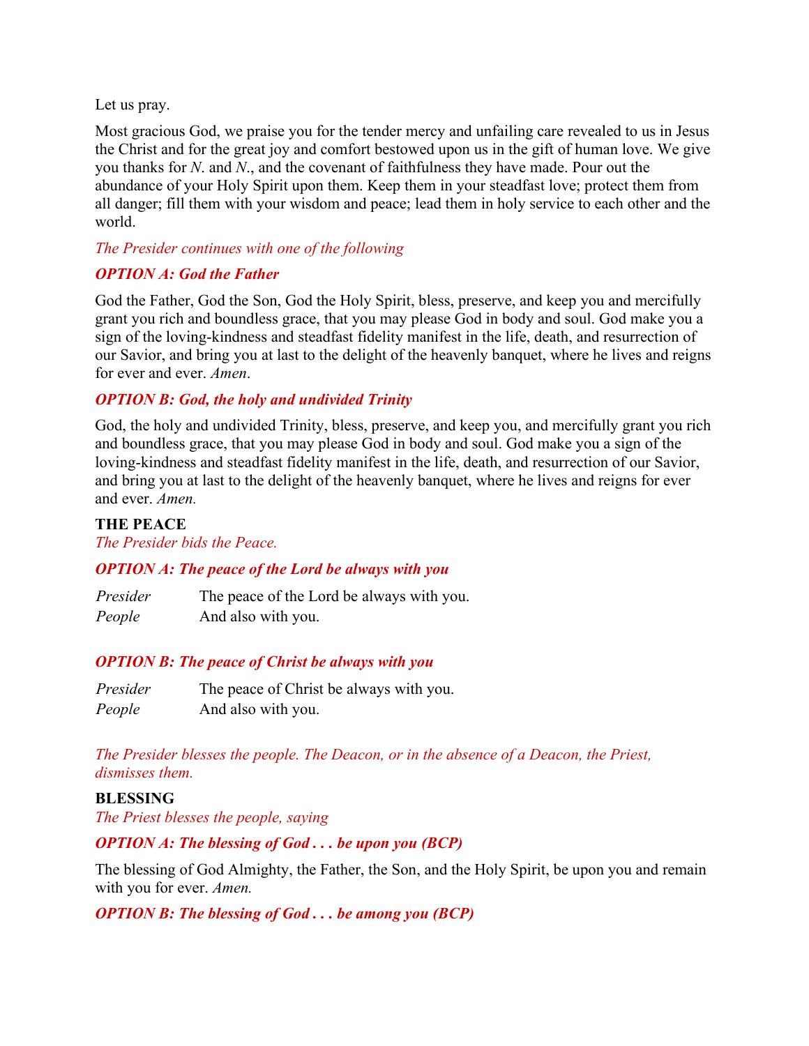Let us pray.

Most gracious God, we praise you for the tender mercy and unfailing care revealed to us in Jesus the Christ and for the great joy and comfort bestowed upon us in the gift of human love. We give you thanks for *N*. and *N*., and the covenant of faithfulness they have made. Pour out the abundance of your Holy Spirit upon them. Keep them in your steadfast love; protect them from all danger; fill them with your wisdom and peace; lead them in holy service to each other and the world.

*The Presider continues with one of the following*

***OPTION A: God the Father***

God the Father, God the Son, God the Holy Spirit, bless, preserve, and keep you and mercifully grant you rich and boundless grace, that you may please God in body and soul. God make you a sign of the loving-kindness and steadfast fidelity manifest in the life, death, and resurrection of our Savior, and bring you at last to the delight of the heavenly banquet, where he lives and reigns for ever and ever. *Amen*.

***OPTION B: God, the holy and undivided Trinity***

God, the holy and undivided Trinity, bless, preserve, and keep you, and mercifully grant you rich and boundless grace, that you may please God in body and soul. God make you a sign of the loving-kindness and steadfast fidelity manifest in the life, death, and resurrection of our Savior, and bring you at last to the delight of the heavenly banquet, where he lives and reigns for ever and ever. *Amen.*

**THE PEACE**

*The Presider bids the Peace.*

***OPTION A: The peace of the Lord be always with you***

*Presider* The peace of the Lord be always with you.
*People* And also with you.

***OPTION B: The peace of Christ be always with you***

*Presider* The peace of Christ be always with you.
*People* And also with you.

*The Presider blesses the people. The Deacon, or in the absence of a Deacon, the Priest, dismisses them.*

**BLESSING**

*The Priest blesses the people, saying*

***OPTION A: The blessing of God . . . be upon you (BCP)***

The blessing of God Almighty, the Father, the Son, and the Holy Spirit, be upon you and remain with you for ever. *Amen.*

***OPTION B: The blessing of God . . . be among you (BCP)***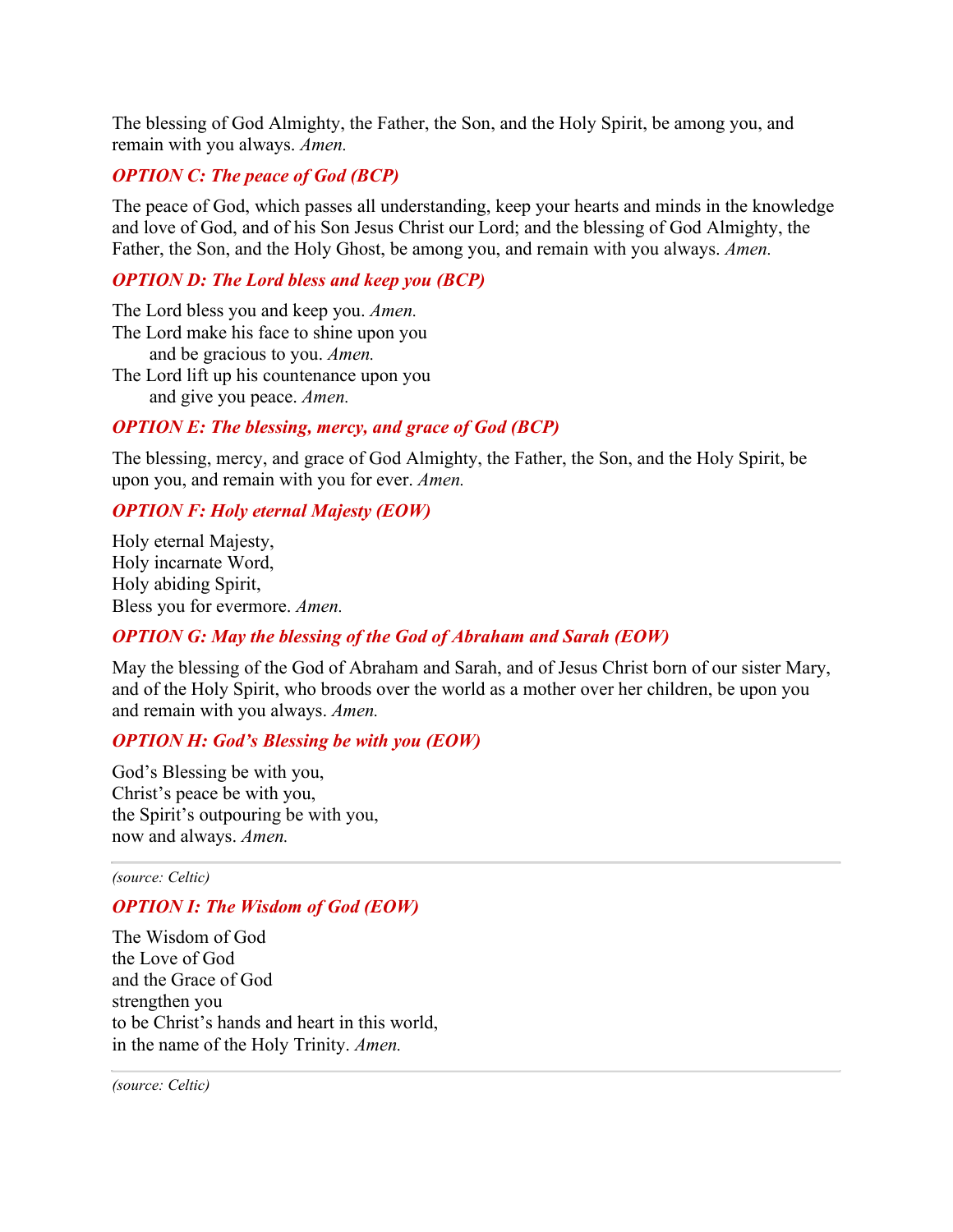The blessing of God Almighty, the Father, the Son, and the Holy Spirit, be among you, and remain with you always. *Amen.*

### *OPTION C: The peace of God (BCP)*

The peace of God, which passes all understanding, keep your hearts and minds in the knowledge and love of God, and of his Son Jesus Christ our Lord; and the blessing of God Almighty, the Father, the Son, and the Holy Ghost, be among you, and remain with you always. *Amen.*

### *OPTION D: The Lord bless and keep you (BCP)*

The Lord bless you and keep you. *Amen.*
The Lord make his face to shine upon you
    and be gracious to you. *Amen.*
The Lord lift up his countenance upon you
    and give you peace. *Amen.*

### *OPTION E: The blessing, mercy, and grace of God (BCP)*

The blessing, mercy, and grace of God Almighty, the Father, the Son, and the Holy Spirit, be upon you, and remain with you for ever. *Amen.*

### *OPTION F: Holy eternal Majesty (EOW)*

Holy eternal Majesty,
Holy incarnate Word,
Holy abiding Spirit,
Bless you for evermore. *Amen.*

### *OPTION G: May the blessing of the God of Abraham and Sarah (EOW)*

May the blessing of the God of Abraham and Sarah, and of Jesus Christ born of our sister Mary, and of the Holy Spirit, who broods over the world as a mother over her children, be upon you and remain with you always. *Amen.*

### *OPTION H: God's Blessing be with you (EOW)*

God's Blessing be with you,
Christ's peace be with you,
the Spirit's outpouring be with you,
now and always. *Amen.*

---

*(source: Celtic)*

### *OPTION I: The Wisdom of God (EOW)*

The Wisdom of God
the Love of God
and the Grace of God
strengthen you
to be Christ's hands and heart in this world,
in the name of the Holy Trinity. *Amen.*

---

*(source: Celtic)*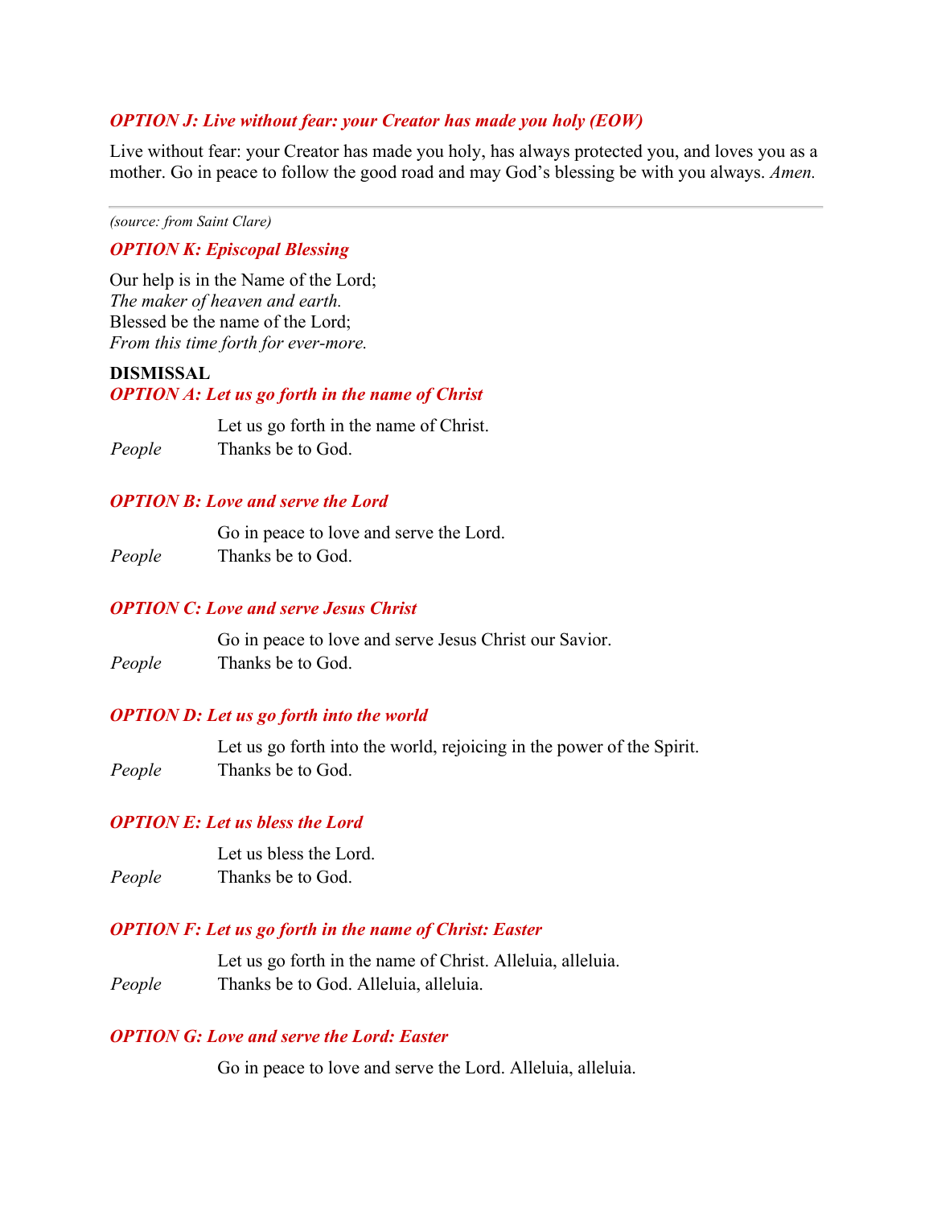### *OPTION J: Live without fear: your Creator has made you holy (EOW)*

Live without fear: your Creator has made you holy, has always protected you, and loves you as a mother. Go in peace to follow the good road and may God's blessing be with you always. *Amen.*

---

*(source: from Saint Clare)*

### *OPTION K: Episcopal Blessing*

Our help is in the Name of the Lord;
*The maker of heaven and earth.*
Blessed be the name of the Lord;
*From this time forth for ever-more.*

## DISMISSAL

### *OPTION A: Let us go forth in the name of Christ*

Let us go forth in the name of Christ.
*People* Thanks be to God.

### *OPTION B: Love and serve the Lord*

Go in peace to love and serve the Lord.
*People* Thanks be to God.

### *OPTION C: Love and serve Jesus Christ*

Go in peace to love and serve Jesus Christ our Savior.
*People* Thanks be to God.

### *OPTION D: Let us go forth into the world*

Let us go forth into the world, rejoicing in the power of the Spirit.
*People* Thanks be to God.

### *OPTION E: Let us bless the Lord*

Let us bless the Lord.
*People* Thanks be to God.

### *OPTION F: Let us go forth in the name of Christ: Easter*

Let us go forth in the name of Christ. Alleluia, alleluia.
*People* Thanks be to God. Alleluia, alleluia.

### *OPTION G: Love and serve the Lord: Easter*

Go in peace to love and serve the Lord. Alleluia, alleluia.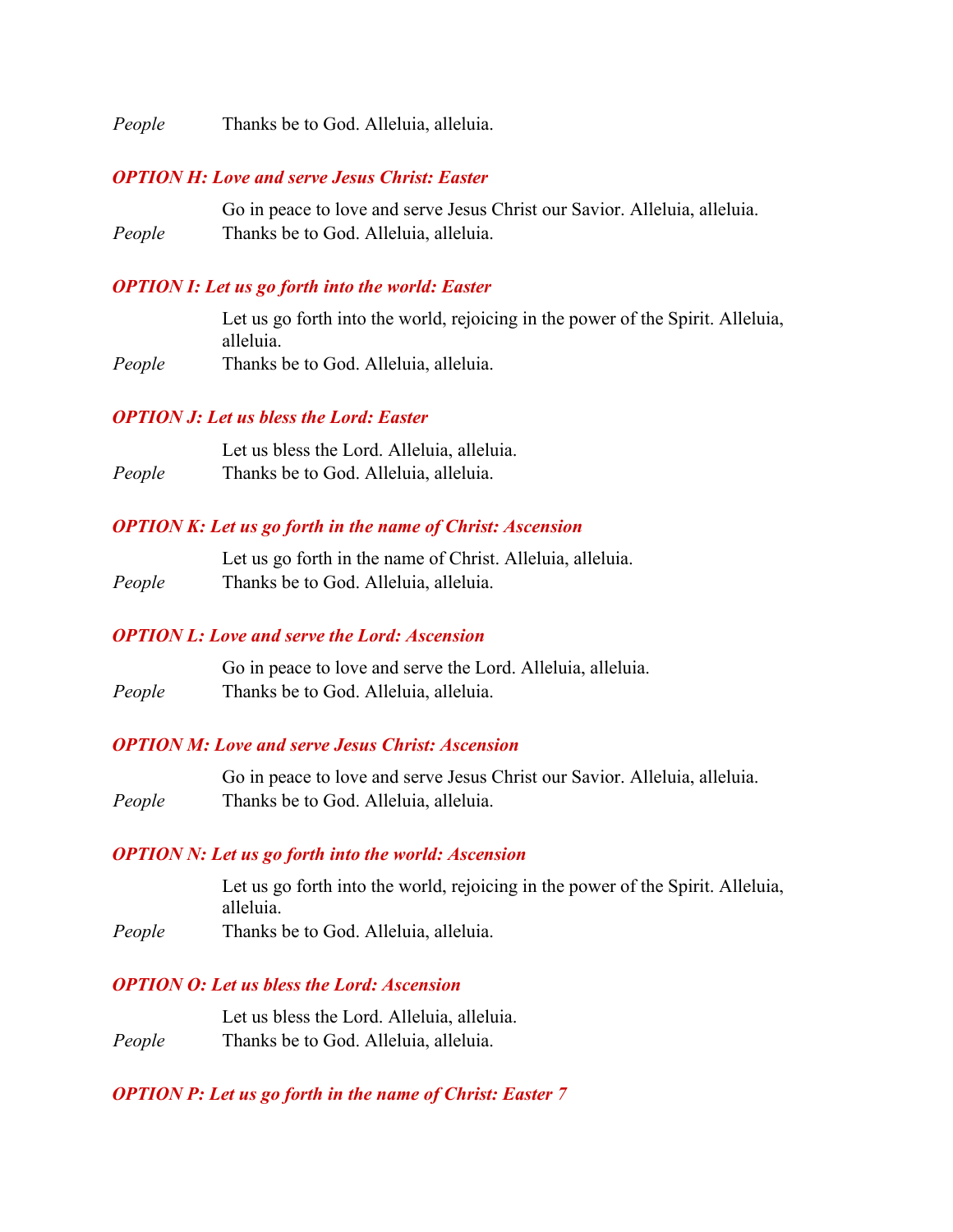*People* Thanks be to God. Alleluia, alleluia.

***OPTION H: Love and serve Jesus Christ: Easter***

Go in peace to love and serve Jesus Christ our Savior. Alleluia, alleluia.

*People* Thanks be to God. Alleluia, alleluia.

***OPTION I: Let us go forth into the world: Easter***

Let us go forth into the world, rejoicing in the power of the Spirit. Alleluia, alleluia.

*People* Thanks be to God. Alleluia, alleluia.

***OPTION J: Let us bless the Lord: Easter***

Let us bless the Lord. Alleluia, alleluia.

*People* Thanks be to God. Alleluia, alleluia.

***OPTION K: Let us go forth in the name of Christ: Ascension***

Let us go forth in the name of Christ. Alleluia, alleluia.

*People* Thanks be to God. Alleluia, alleluia.

***OPTION L: Love and serve the Lord: Ascension***

Go in peace to love and serve the Lord. Alleluia, alleluia.

*People* Thanks be to God. Alleluia, alleluia.

***OPTION M: Love and serve Jesus Christ: Ascension***

Go in peace to love and serve Jesus Christ our Savior. Alleluia, alleluia.

*People* Thanks be to God. Alleluia, alleluia.

***OPTION N: Let us go forth into the world: Ascension***

Let us go forth into the world, rejoicing in the power of the Spirit. Alleluia, alleluia.

*People* Thanks be to God. Alleluia, alleluia.

***OPTION O: Let us bless the Lord: Ascension***

Let us bless the Lord. Alleluia, alleluia.

*People* Thanks be to God. Alleluia, alleluia.

***OPTION P: Let us go forth in the name of Christ: Easter 7***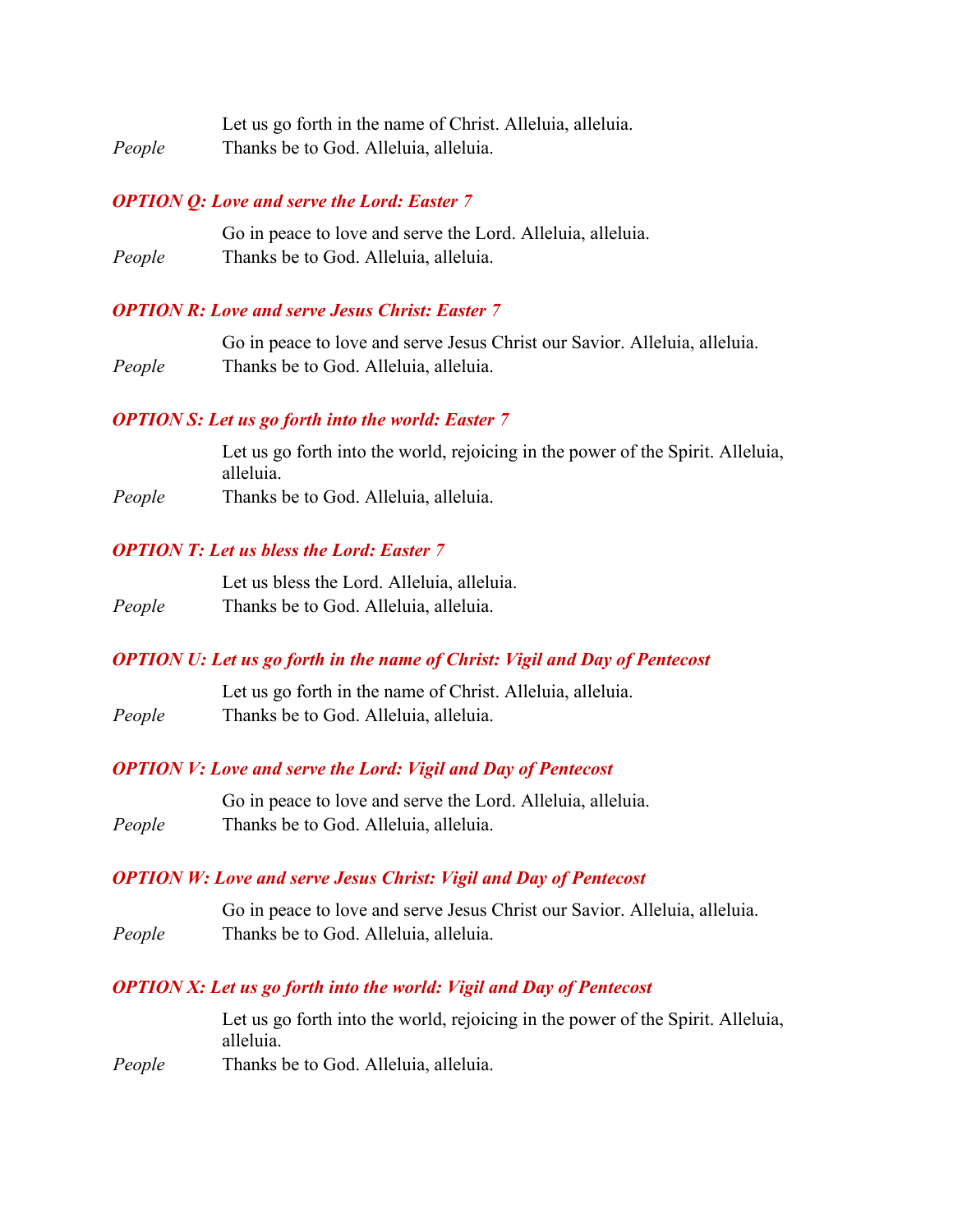Let us go forth in the name of Christ. Alleluia, alleluia.

*People* Thanks be to God. Alleluia, alleluia.

### *OPTION Q: Love and serve the Lord: Easter 7*

Go in peace to love and serve the Lord. Alleluia, alleluia.

*People* Thanks be to God. Alleluia, alleluia.

### *OPTION R: Love and serve Jesus Christ: Easter 7*

Go in peace to love and serve Jesus Christ our Savior. Alleluia, alleluia.

*People* Thanks be to God. Alleluia, alleluia.

### *OPTION S: Let us go forth into the world: Easter 7*

Let us go forth into the world, rejoicing in the power of the Spirit. Alleluia, alleluia.

*People* Thanks be to God. Alleluia, alleluia.

### *OPTION T: Let us bless the Lord: Easter 7*

Let us bless the Lord. Alleluia, alleluia.

*People* Thanks be to God. Alleluia, alleluia.

### *OPTION U: Let us go forth in the name of Christ: Vigil and Day of Pentecost*

Let us go forth in the name of Christ. Alleluia, alleluia.

*People* Thanks be to God. Alleluia, alleluia.

### *OPTION V: Love and serve the Lord: Vigil and Day of Pentecost*

Go in peace to love and serve the Lord. Alleluia, alleluia.

*People* Thanks be to God. Alleluia, alleluia.

### *OPTION W: Love and serve Jesus Christ: Vigil and Day of Pentecost*

Go in peace to love and serve Jesus Christ our Savior. Alleluia, alleluia.

*People* Thanks be to God. Alleluia, alleluia.

### *OPTION X: Let us go forth into the world: Vigil and Day of Pentecost*

Let us go forth into the world, rejoicing in the power of the Spirit. Alleluia, alleluia.

*People* Thanks be to God. Alleluia, alleluia.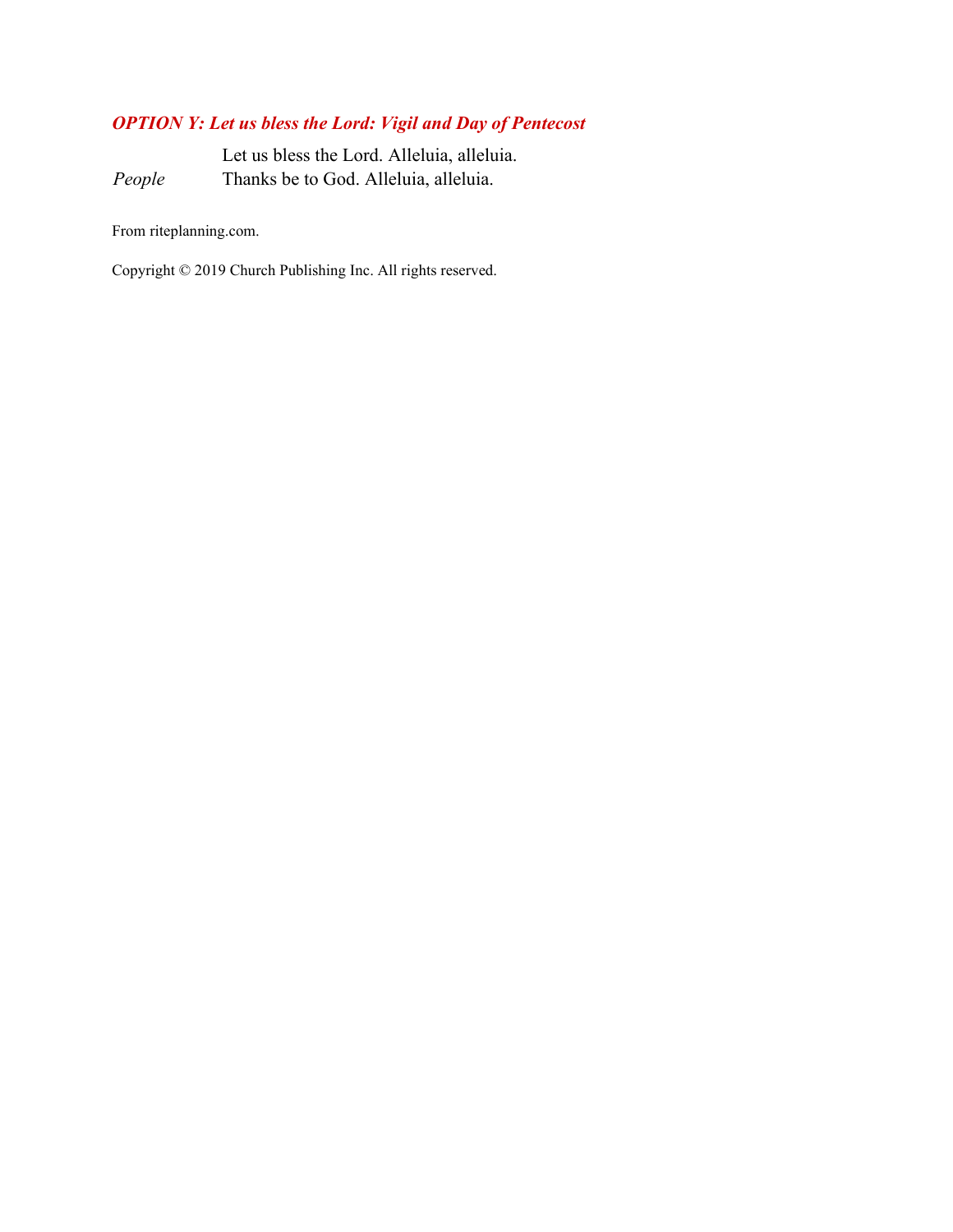### *OPTION Y: Let us bless the Lord: Vigil and Day of Pentecost*

| | |
|---|---|
| | Let us bless the Lord. Alleluia, alleluia. |
| *People* | Thanks be to God. Alleluia, alleluia. |

From riteplanning.com.

Copyright © 2019 Church Publishing Inc. All rights reserved.